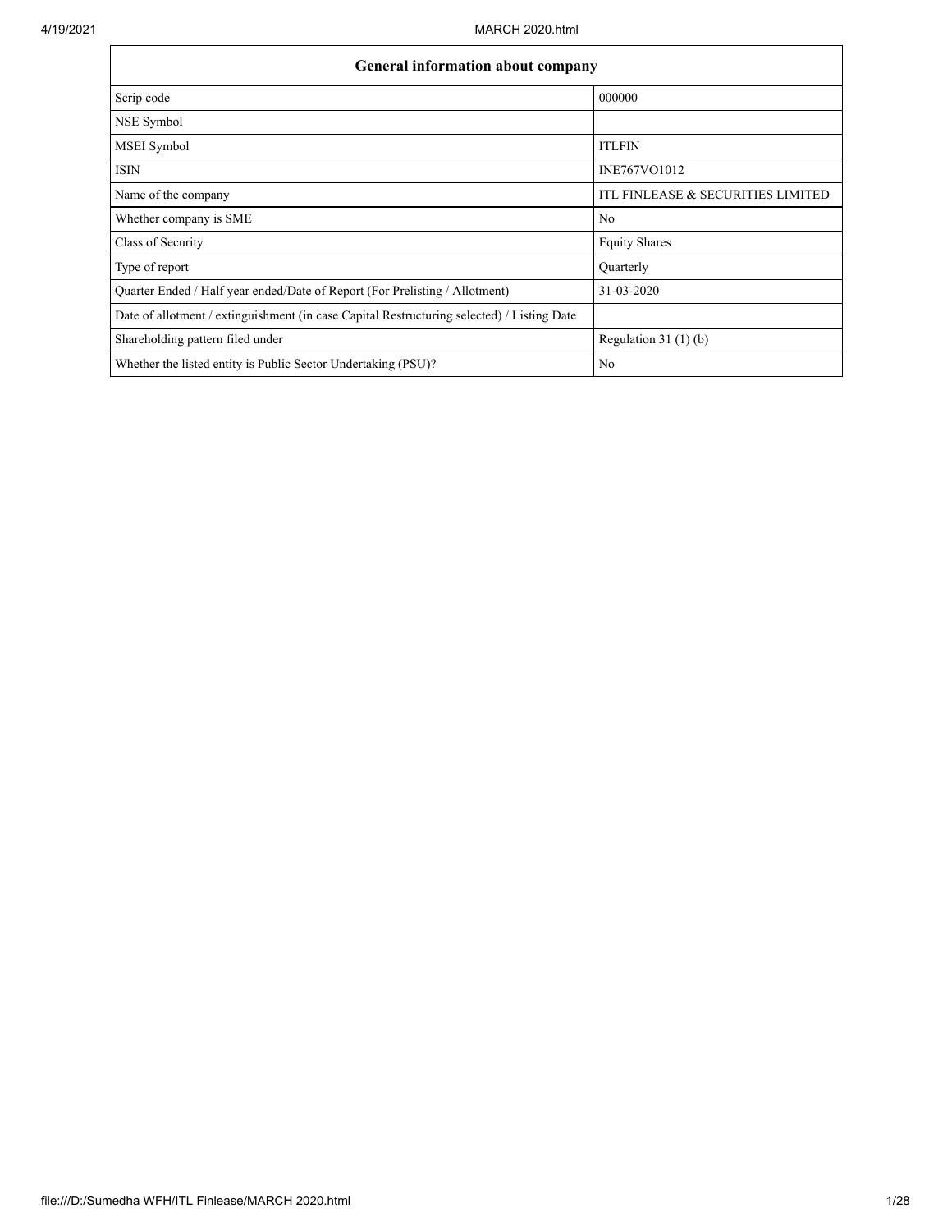| General information about company | |
| --- | --- |
| Scrip code | 000000 |
| NSE Symbol | |
| MSEI Symbol | ITLFIN |
| ISIN | INE767VO1012 |
| Name of the company | ITL FINLEASE & SECURITIES LIMITED |
| Whether company is SME | No |
| Class of Security | Equity Shares |
| Type of report | Quarterly |
| Quarter Ended / Half year ended/Date of Report (For Prelisting / Allotment) | 31-03-2020 |
| Date of allotment / extinguishment (in case Capital Restructuring selected) / Listing Date | |
| Shareholding pattern filed under | Regulation 31 (1) (b) |
| Whether the listed entity is Public Sector Undertaking (PSU)? | No |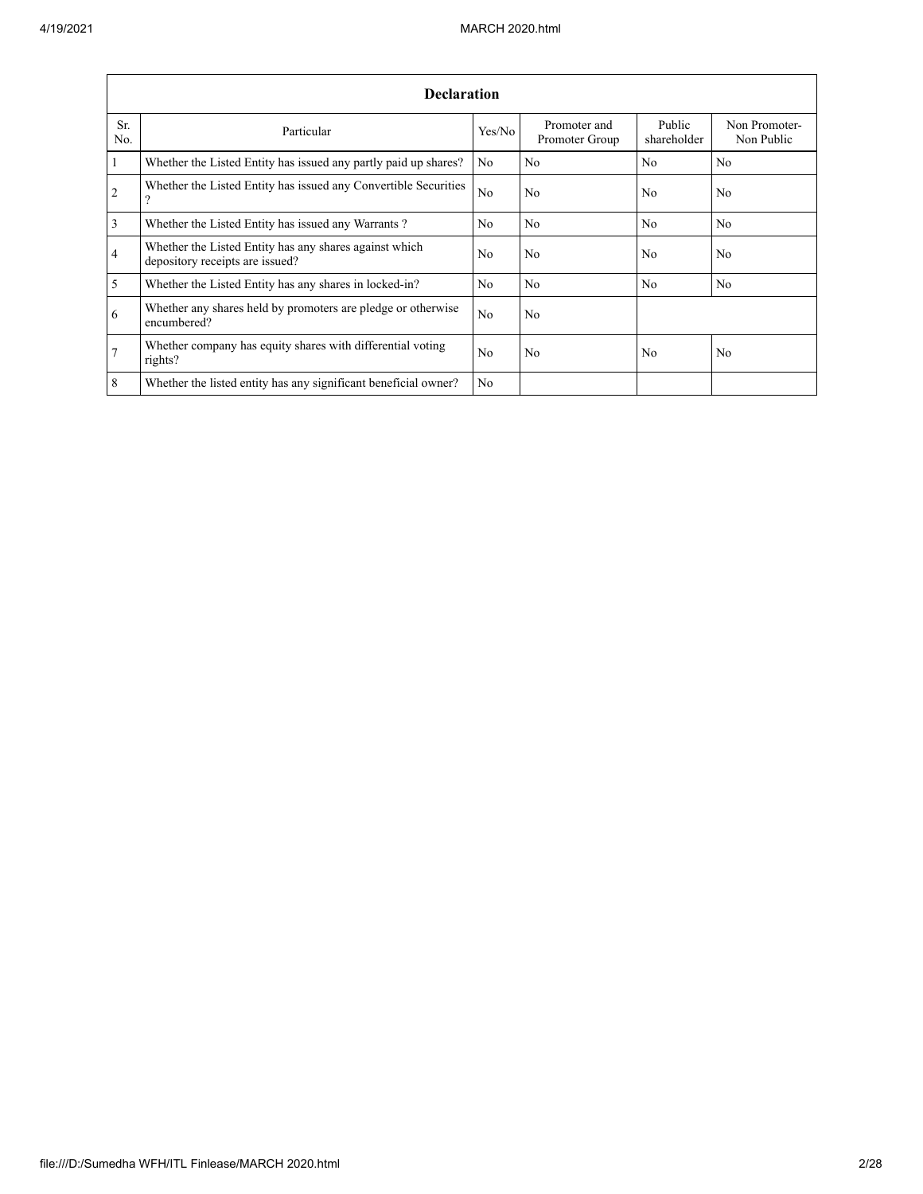| Declaration | | | | | |
|---|---|---|---|---|---|
| Sr. No. | Particular | Yes/No | Promoter and Promoter Group | Public shareholder | Non Promoter- Non Public |
| 1 | Whether the Listed Entity has issued any partly paid up shares? | No | No | No | No |
| 2 | Whether the Listed Entity has issued any Convertible Securities ? | No | No | No | No |
| 3 | Whether the Listed Entity has issued any Warrants ? | No | No | No | No |
| 4 | Whether the Listed Entity has any shares against which depository receipts are issued? | No | No | No | No |
| 5 | Whether the Listed Entity has any shares in locked-in? | No | No | No | No |
| 6 | Whether any shares held by promoters are pledge or otherwise encumbered? | No | No | | |
| 7 | Whether company has equity shares with differential voting rights? | No | No | No | No |
| 8 | Whether the listed entity has any significant beneficial owner? | No | | | |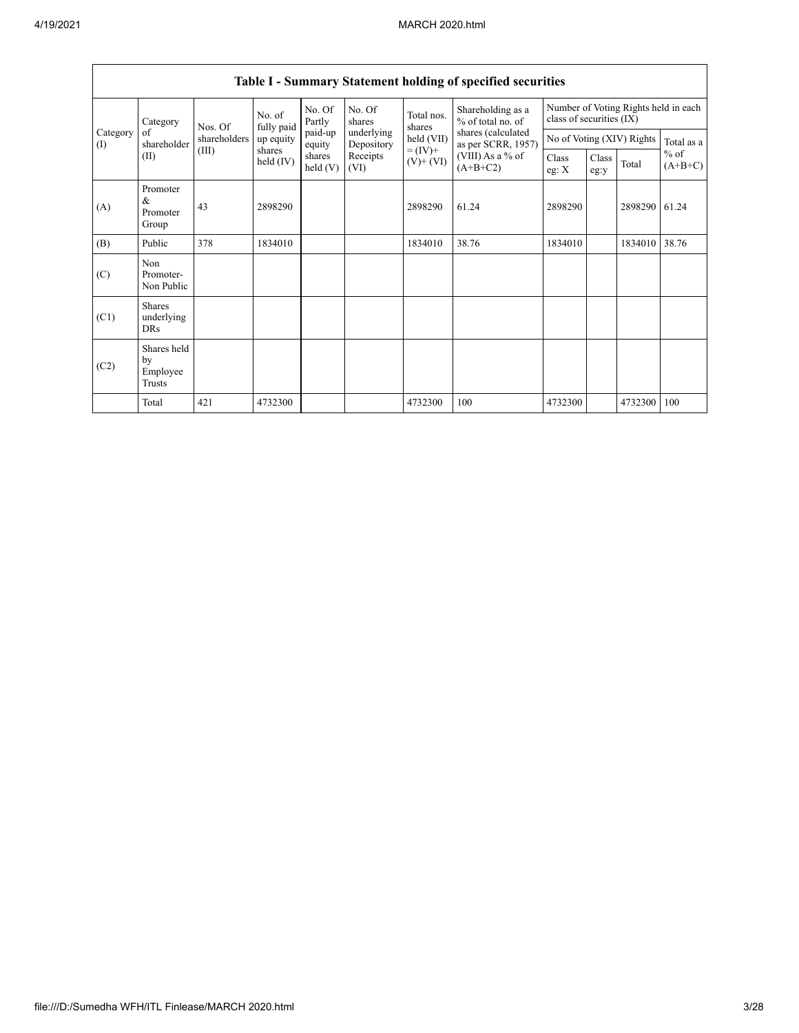## Table I - Summary Statement holding of specified securities

| Category (I) | Category of shareholder (II) | Nos. Of shareholders (III) | No. of fully paid up equity shares held (IV) | No. Of Partly paid-up equity shares held (V) | No. Of shares underlying Depository Receipts (VI) | Total nos. shares held (VII) = (IV)+ (V)+ (VI) | Shareholding as a % of total no. of shares (calculated as per SCRR, 1957) (VIII) As a % of (A+B+C2) | Number of Voting Rights held in each class of securities (IX) | | | |
|---|---|---|---|---|---|---|---|---|---|---|---|
| | | | | | | | | No of Voting (XIV) Rights | | | Total as a % of (A+B+C) |
| | | | | | | | | Class eg: X | Class eg:y | Total | |
| (A) | Promoter & Promoter Group | 43 | 2898290 | | | 2898290 | 61.24 | 2898290 | | 2898290 | 61.24 |
| (B) | Public | 378 | 1834010 | | | 1834010 | 38.76 | 1834010 | | 1834010 | 38.76 |
| (C) | Non Promoter- Non Public | | | | | | | | | | |
| (C1) | Shares underlying DRs | | | | | | | | | | |
| (C2) | Shares held by Employee Trusts | | | | | | | | | | |
| | Total | 421 | 4732300 | | | 4732300 | 100 | 4732300 | | 4732300 | 100 |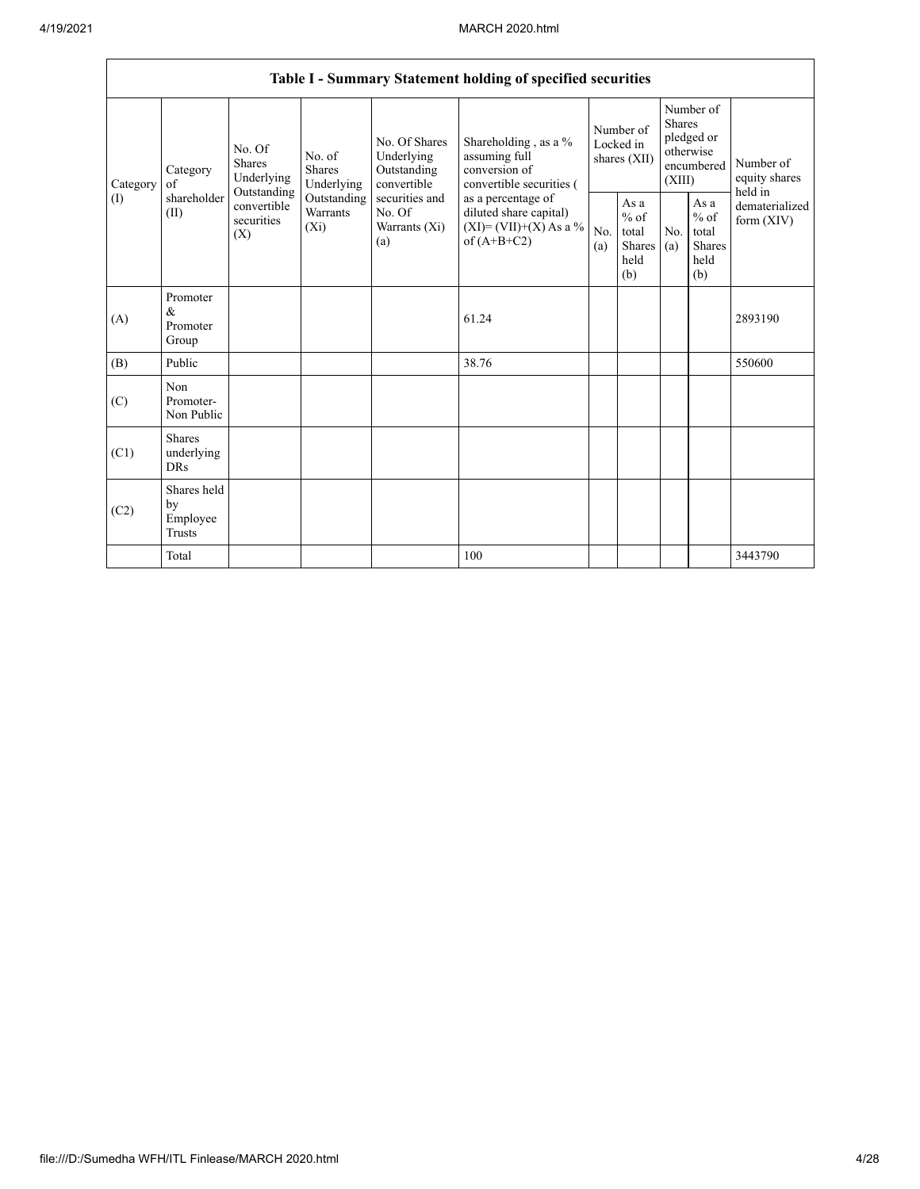| Table I - Summary Statement holding of specified securities | | | | | | | | | | | |
|---|---|---|---|---|---|---|---|---|---|---|---|
| Category (I) | Category of shareholder (II) | No. Of Shares Underlying Outstanding convertible securities (X) | No. of Shares Underlying Outstanding Warrants (Xi) | No. Of Shares Underlying Outstanding convertible securities and No. Of Warrants (Xi) (a) | Shareholding , as a % assuming full conversion of convertible securities ( as a percentage of diluted share capital) (XI)= (VII)+(X) As a % of (A+B+C2) | Number of Locked in shares (XII) | | Number of Shares pledged or otherwise encumbered (XIII) | | Number of equity shares held in dematerialized form (XIV) |
| | | | | | | No. (a) | As a % of total Shares held (b) | No. (a) | As a % of total Shares held (b) | |
| (A) | Promoter & Promoter Group | | | | 61.24 | | | | | 2893190 |
| (B) | Public | | | | 38.76 | | | | | 550600 |
| (C) | Non Promoter- Non Public | | | | | | | | | |
| (C1) | Shares underlying DRs | | | | | | | | | |
| (C2) | Shares held by Employee Trusts | | | | | | | | | |
| | Total | | | | 100 | | | | | 3443790 |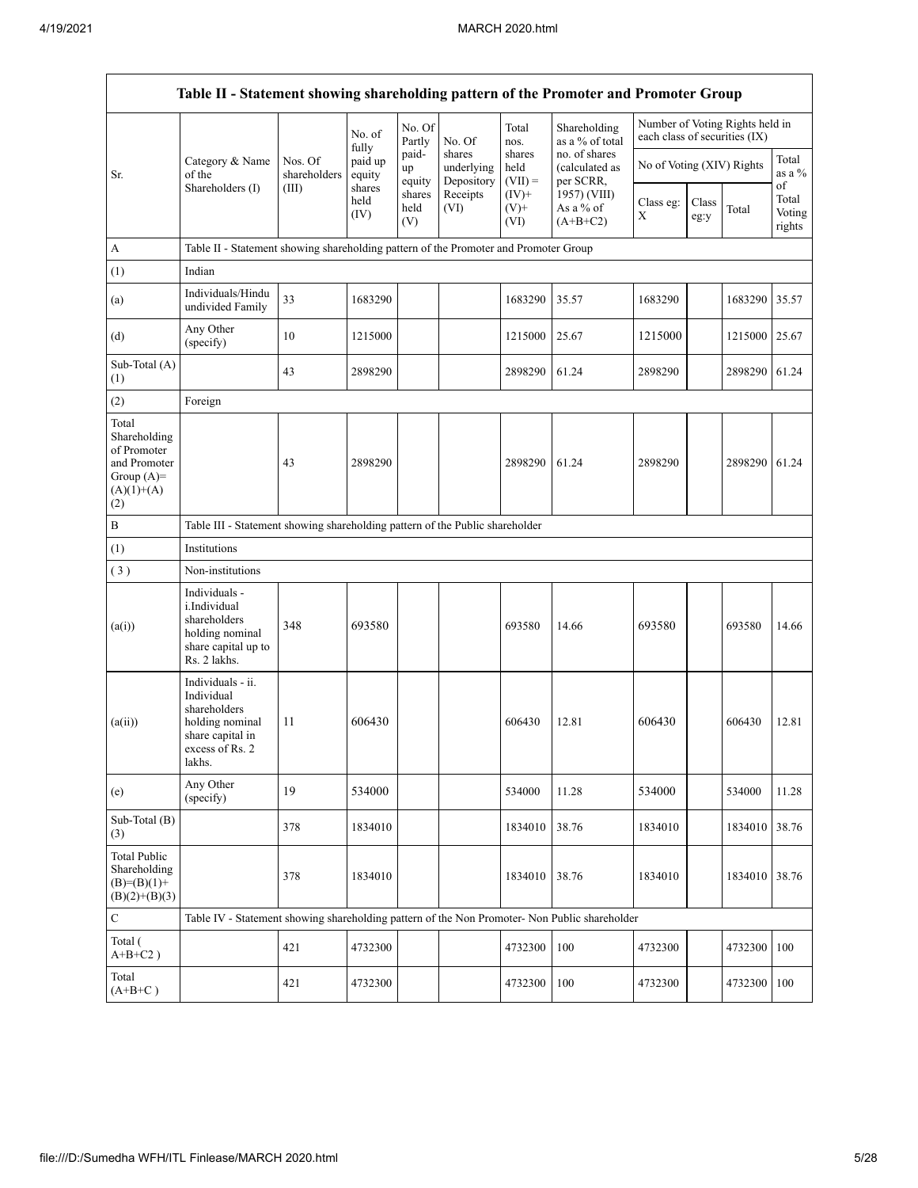| Table II - Statement showing shareholding pattern of the Promoter and Promoter Group | | | | | | | | | | | |
|---|---|---|---|---|---|---|---|---|---|---|---|
| Sr. | Category & Name of the Shareholders (I) | Nos. Of shareholders (III) | No. of fully paid up equity shares held (IV) | No. Of Partly paid-up equity shares held (V) | No. Of shares underlying Depository Receipts (VI) | Total nos. shares held (VII) = (IV)+ (V)+ (VI) | Shareholding as a % of total no. of shares (calculated as per SCRR, 1957) (VIII) As a % of (A+B+C2) | Number of Voting Rights held in each class of securities (IX) | | | |
| | | | | | | | | No of Voting (XIV) Rights | | | Total as a % of Total Voting rights |
| | | | | | | | | Class eg: X | Class eg:y | Total | |
| A | Table II - Statement showing shareholding pattern of the Promoter and Promoter Group | | | | | | | | | | |
| (1) | Indian | | | | | | | | | | |
| (a) | Individuals/Hindu undivided Family | 33 | 1683290 | | | 1683290 | 35.57 | 1683290 | | 1683290 | 35.57 |
| (d) | Any Other (specify) | 10 | 1215000 | | | 1215000 | 25.67 | 1215000 | | 1215000 | 25.67 |
| Sub-Total (A)(1) | | 43 | 2898290 | | | 2898290 | 61.24 | 2898290 | | 2898290 | 61.24 |
| (2) | Foreign | | | | | | | | | | |
| Total Shareholding of Promoter and Promoter Group (A)=(A)(1)+(A)(2) | | 43 | 2898290 | | | 2898290 | 61.24 | 2898290 | | 2898290 | 61.24 |
| B | Table III - Statement showing shareholding pattern of the Public shareholder | | | | | | | | | | |
| (1) | Institutions | | | | | | | | | | |
| (3) | Non-institutions | | | | | | | | | | |
| (a(i)) | Individuals - i.Individual shareholders holding nominal share capital up to Rs. 2 lakhs. | 348 | 693580 | | | 693580 | 14.66 | 693580 | | 693580 | 14.66 |
| (a(ii)) | Individuals - ii. Individual shareholders holding nominal share capital in excess of Rs. 2 lakhs. | 11 | 606430 | | | 606430 | 12.81 | 606430 | | 606430 | 12.81 |
| (e) | Any Other (specify) | 19 | 534000 | | | 534000 | 11.28 | 534000 | | 534000 | 11.28 |
| Sub-Total (B)(3) | | 378 | 1834010 | | | 1834010 | 38.76 | 1834010 | | 1834010 | 38.76 |
| Total Public Shareholding (B)=(B)(1)+(B)(2)+(B)(3) | | 378 | 1834010 | | | 1834010 | 38.76 | 1834010 | | 1834010 | 38.76 |
| C | Table IV - Statement showing shareholding pattern of the Non Promoter- Non Public shareholder | | | | | | | | | | |
| Total (A+B+C2 ) | | 421 | 4732300 | | | 4732300 | 100 | 4732300 | | 4732300 | 100 |
| Total (A+B+C ) | | 421 | 4732300 | | | 4732300 | 100 | 4732300 | | 4732300 | 100 |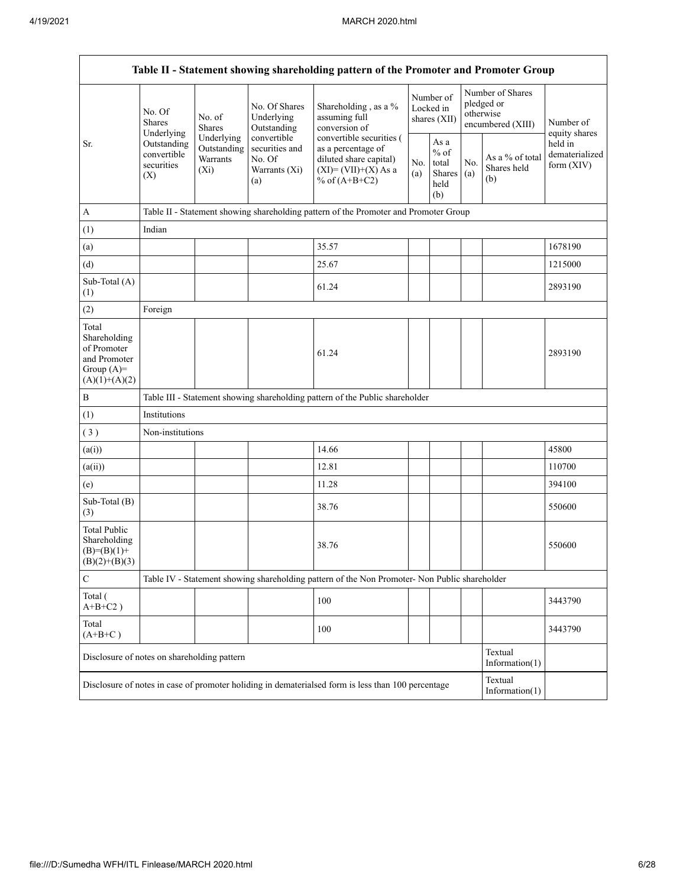| Table II - Statement showing shareholding pattern of the Promoter and Promoter Group | | | | | | | | | |
|---|---|---|---|---|---|---|---|---|---|
| Sr. | No. Of Shares Underlying Outstanding convertible securities (X) | No. of Shares Underlying Outstanding Warrants (Xi) | No. Of Shares Underlying Outstanding convertible securities and No. Of Warrants (Xi) (a) | Shareholding , as a % assuming full conversion of convertible securities ( as a percentage of diluted share capital) (XI)= (VII)+(X) As a % of (A+B+C2) | Number of Locked in shares (XII) | | Number of Shares pledged or otherwise encumbered (XIII) | | Number of equity shares held in dematerialized form (XIV) |
| | | | | | No. (a) | As a % of total Shares held (b) | No. (a) | As a % of total Shares held (b) | |
| A | Table II - Statement showing shareholding pattern of the Promoter and Promoter Group | | | | | | | | |
| (1) | Indian | | | | | | | | |
| (a) | | | | 35.57 | | | | | 1678190 |
| (d) | | | | 25.67 | | | | | 1215000 |
| Sub-Total (A) (1) | | | | 61.24 | | | | | 2893190 |
| (2) | Foreign | | | | | | | | |
| Total Shareholding of Promoter and Promoter Group (A)= (A)(1)+(A)(2) | | | | 61.24 | | | | | 2893190 |
| B | Table III - Statement showing shareholding pattern of the Public shareholder | | | | | | | | |
| (1) | Institutions | | | | | | | | |
| ( 3 ) | Non-institutions | | | | | | | | |
| (a(i)) | | | | 14.66 | | | | | 45800 |
| (a(ii)) | | | | 12.81 | | | | | 110700 |
| (e) | | | | 11.28 | | | | | 394100 |
| Sub-Total (B) (3) | | | | 38.76 | | | | | 550600 |
| Total Public Shareholding (B)=(B)(1)+ (B)(2)+(B)(3) | | | | 38.76 | | | | | 550600 |
| C | Table IV - Statement showing shareholding pattern of the Non Promoter- Non Public shareholder | | | | | | | | |
| Total ( A+B+C2 ) | | | | 100 | | | | | 3443790 |
| Total (A+B+C ) | | | | 100 | | | | | 3443790 |
| Disclosure of notes on shareholding pattern | | | | | | | | Textual Information(1) | |
| Disclosure of notes in case of promoter holiding in dematerialsed form is less than 100 percentage | | | | | | | | Textual Information(1) | |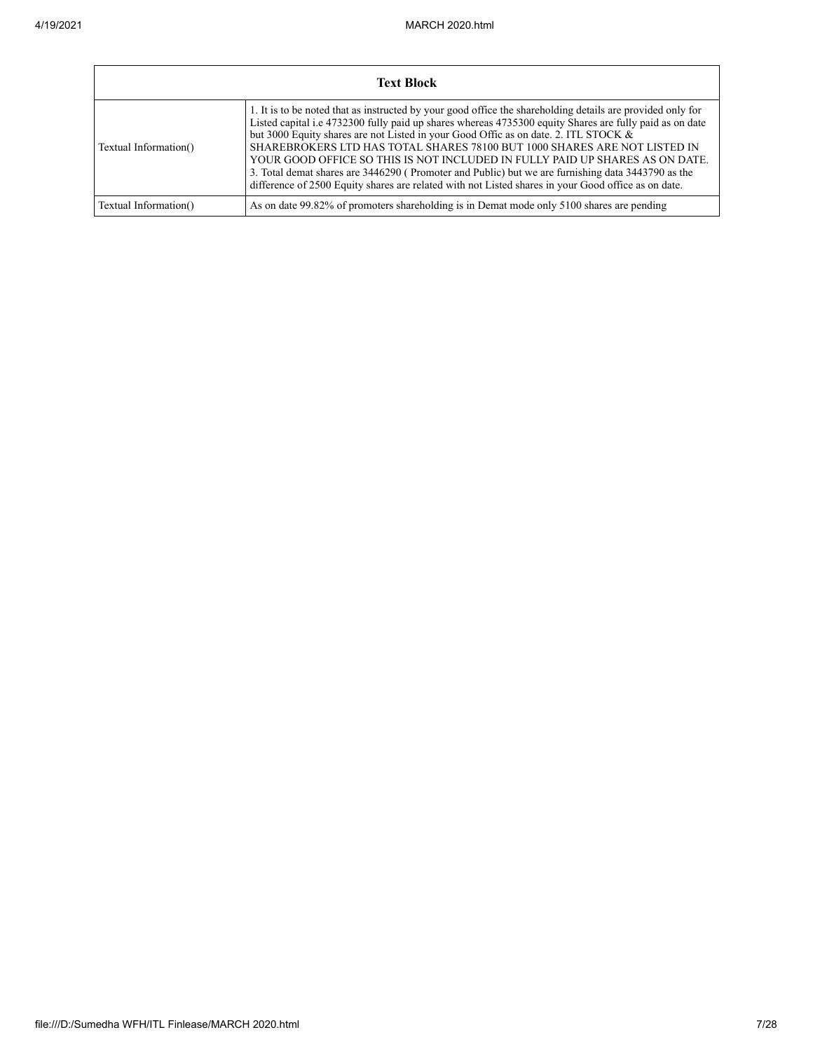| Text Block | |
| --- | --- |
| Textual Information() | 1. It is to be noted that as instructed by your good office the shareholding details are provided only for Listed capital i.e 4732300 fully paid up shares whereas 4735300 equity Shares are fully paid as on date but 3000 Equity shares are not Listed in your Good Offic as on date. 2. ITL STOCK & SHAREBROKERS LTD HAS TOTAL SHARES 78100 BUT 1000 SHARES ARE NOT LISTED IN YOUR GOOD OFFICE SO THIS IS NOT INCLUDED IN FULLY PAID UP SHARES AS ON DATE. 3. Total demat shares are 3446290 ( Promoter and Public) but we are furnishing data 3443790 as the difference of 2500 Equity shares are related with not Listed shares in your Good office as on date. |
| Textual Information() | As on date 99.82% of promoters shareholding is in Demat mode only 5100 shares are pending |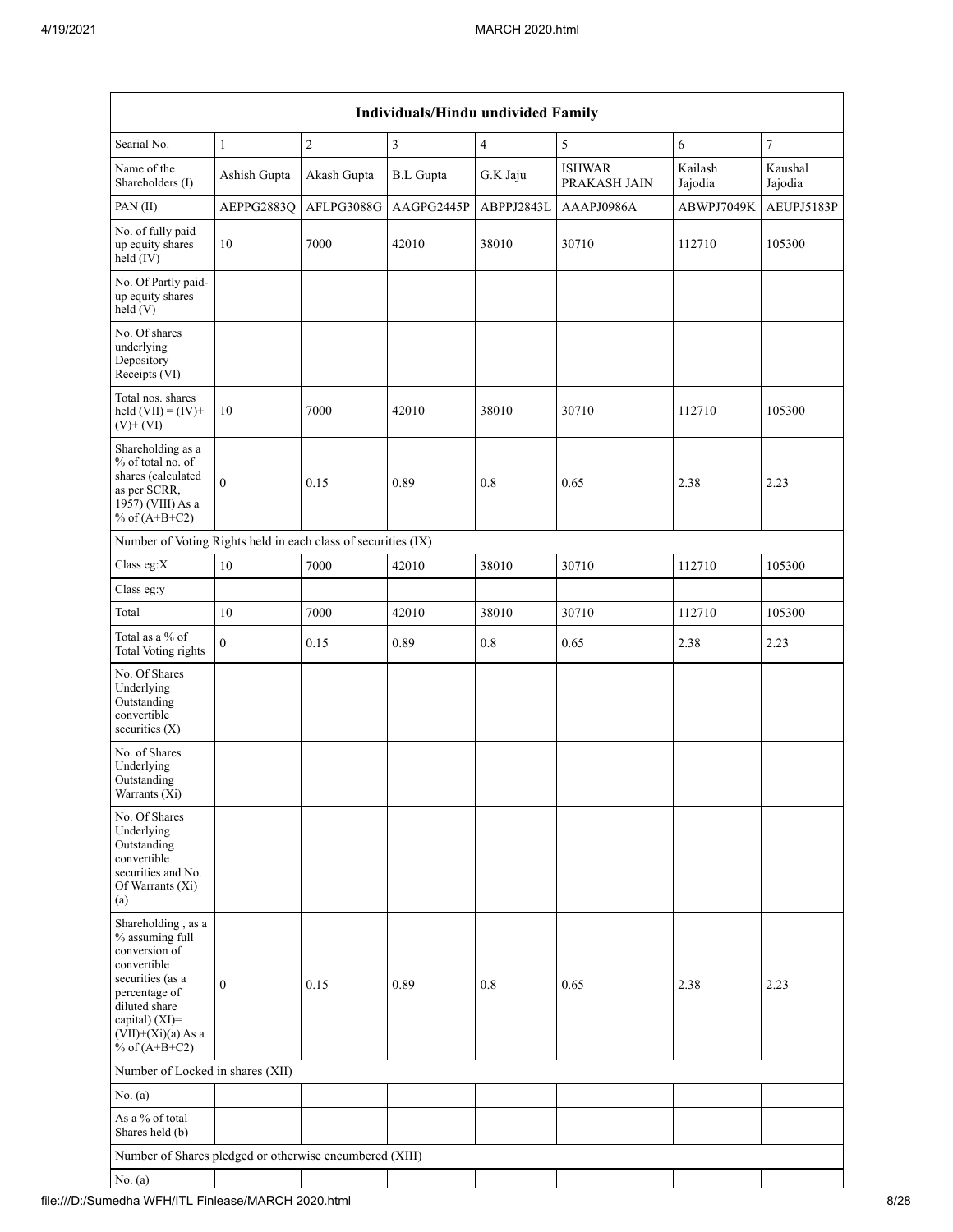| Individuals/Hindu undivided Family | | | | | | | |
|---|---|---|---|---|---|---|---|
| Searial No. | 1 | 2 | 3 | 4 | 5 | 6 | 7 |
| Name of the Shareholders (I) | Ashish Gupta | Akash Gupta | B.L Gupta | G.K Jaju | ISHWAR PRAKASH JAIN | Kailash Jajodia | Kaushal Jajodia |
| PAN (II) | AEPPG2883Q | AFLPG3088G | AAGPG2445P | ABPPJ2843L | AAAPJ0986A | ABWPJ7049K | AEUPJ5183P |
| No. of fully paid up equity shares held (IV) | 10 | 7000 | 42010 | 38010 | 30710 | 112710 | 105300 |
| No. Of Partly paid-up equity shares held (V) | | | | | | | |
| No. Of shares underlying Depository Receipts (VI) | | | | | | | |
| Total nos. shares held (VII) = (IV)+ (V)+ (VI) | 10 | 7000 | 42010 | 38010 | 30710 | 112710 | 105300 |
| Shareholding as a % of total no. of shares (calculated as per SCRR, 1957) (VIII) As a % of (A+B+C2) | 0 | 0.15 | 0.89 | 0.8 | 0.65 | 2.38 | 2.23 |
| Number of Voting Rights held in each class of securities (IX) | | | | | | | |
| Class eg:X | 10 | 7000 | 42010 | 38010 | 30710 | 112710 | 105300 |
| Class eg:y | | | | | | | |
| Total | 10 | 7000 | 42010 | 38010 | 30710 | 112710 | 105300 |
| Total as a % of Total Voting rights | 0 | 0.15 | 0.89 | 0.8 | 0.65 | 2.38 | 2.23 |
| No. Of Shares Underlying Outstanding convertible securities (X) | | | | | | | |
| No. of Shares Underlying Outstanding Warrants (Xi) | | | | | | | |
| No. Of Shares Underlying Outstanding convertible securities and No. Of Warrants (Xi) (a) | | | | | | | |
| Shareholding , as a % assuming full conversion of convertible securities (as a percentage of diluted share capital) (XI)= (VII)+(Xi)(a) As a % of (A+B+C2) | 0 | 0.15 | 0.89 | 0.8 | 0.65 | 2.38 | 2.23 |
| Number of Locked in shares (XII) | | | | | | | |
| No. (a) | | | | | | | |
| As a % of total Shares held (b) | | | | | | | |
| Number of Shares pledged or otherwise encumbered (XIII) | | | | | | | |
| No. (a) | | | | | | | |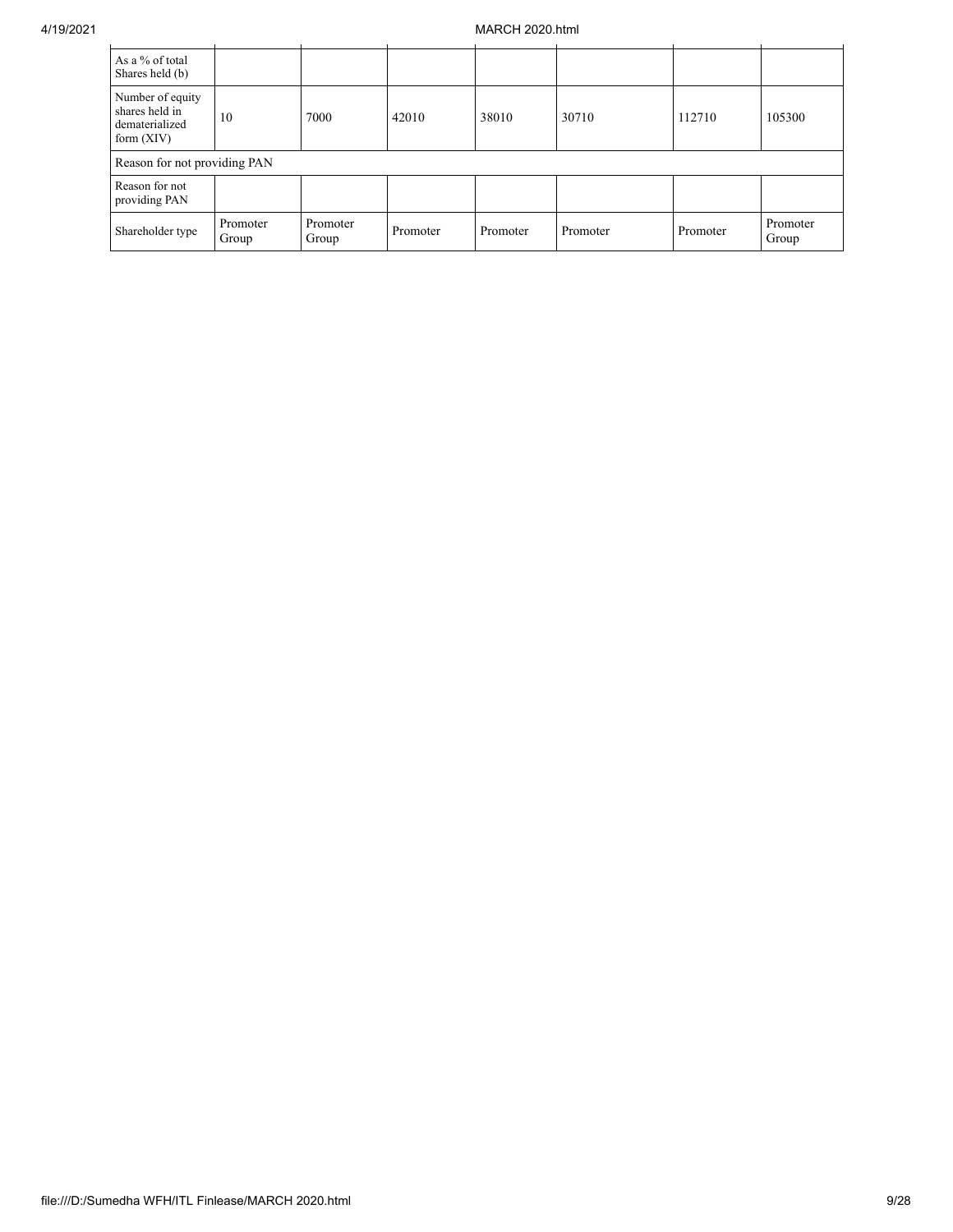| As a % of total Shares held (b) | | | | | | | |
|---|---|---|---|---|---|---|---|
| Number of equity shares held in dematerialized form (XIV) | 10 | 7000 | 42010 | 38010 | 30710 | 112710 | 105300 |
| Reason for not providing PAN | | | | | | | |
| Reason for not providing PAN | | | | | | | |
| Shareholder type | Promoter Group | Promoter Group | Promoter | Promoter | Promoter | Promoter | Promoter Group |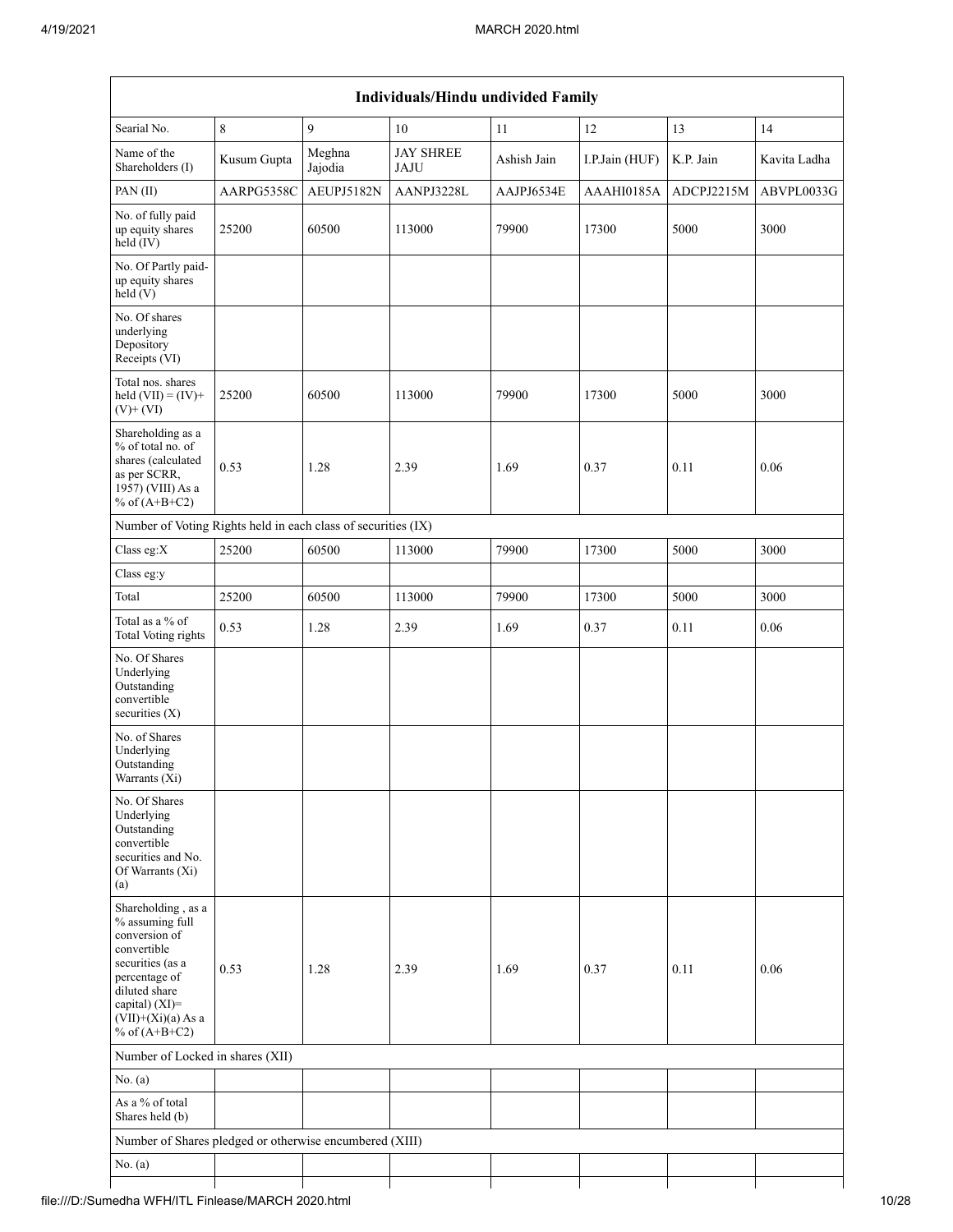| Individuals/Hindu undivided Family | | | | | | | |
|---|---|---|---|---|---|---|---|
| Searial No. | 8 | 9 | 10 | 11 | 12 | 13 | 14 |
| Name of the Shareholders (I) | Kusum Gupta | Meghna Jajodia | JAY SHREE JAJU | Ashish Jain | I.P.Jain (HUF) | K.P. Jain | Kavita Ladha |
| PAN (II) | AARPG5358C | AEUPJ5182N | AANPJ3228L | AAJPJ6534E | AAAHI0185A | ADCPJ2215M | ABVPL0033G |
| No. of fully paid up equity shares held (IV) | 25200 | 60500 | 113000 | 79900 | 17300 | 5000 | 3000 |
| No. Of Partly paid-up equity shares held (V) | | | | | | | |
| No. Of shares underlying Depository Receipts (VI) | | | | | | | |
| Total nos. shares held (VII) = (IV)+ (V)+ (VI) | 25200 | 60500 | 113000 | 79900 | 17300 | 5000 | 3000 |
| Shareholding as a % of total no. of shares (calculated as per SCRR, 1957) (VIII) As a % of (A+B+C2) | 0.53 | 1.28 | 2.39 | 1.69 | 0.37 | 0.11 | 0.06 |
| Number of Voting Rights held in each class of securities (IX) | | | | | | | |
| Class eg:X | 25200 | 60500 | 113000 | 79900 | 17300 | 5000 | 3000 |
| Class eg:y | | | | | | | |
| Total | 25200 | 60500 | 113000 | 79900 | 17300 | 5000 | 3000 |
| Total as a % of Total Voting rights | 0.53 | 1.28 | 2.39 | 1.69 | 0.37 | 0.11 | 0.06 |
| No. Of Shares Underlying Outstanding convertible securities (X) | | | | | | | |
| No. of Shares Underlying Outstanding Warrants (Xi) | | | | | | | |
| No. Of Shares Underlying Outstanding convertible securities and No. Of Warrants (Xi) (a) | | | | | | | |
| Shareholding , as a % assuming full conversion of convertible securities (as a percentage of diluted share capital) (XI)= (VII)+(Xi)(a) As a % of (A+B+C2) | 0.53 | 1.28 | 2.39 | 1.69 | 0.37 | 0.11 | 0.06 |
| Number of Locked in shares (XII) | | | | | | | |
| No. (a) | | | | | | | |
| As a % of total Shares held (b) | | | | | | | |
| Number of Shares pledged or otherwise encumbered (XIII) | | | | | | | |
| No. (a) | | | | | | | |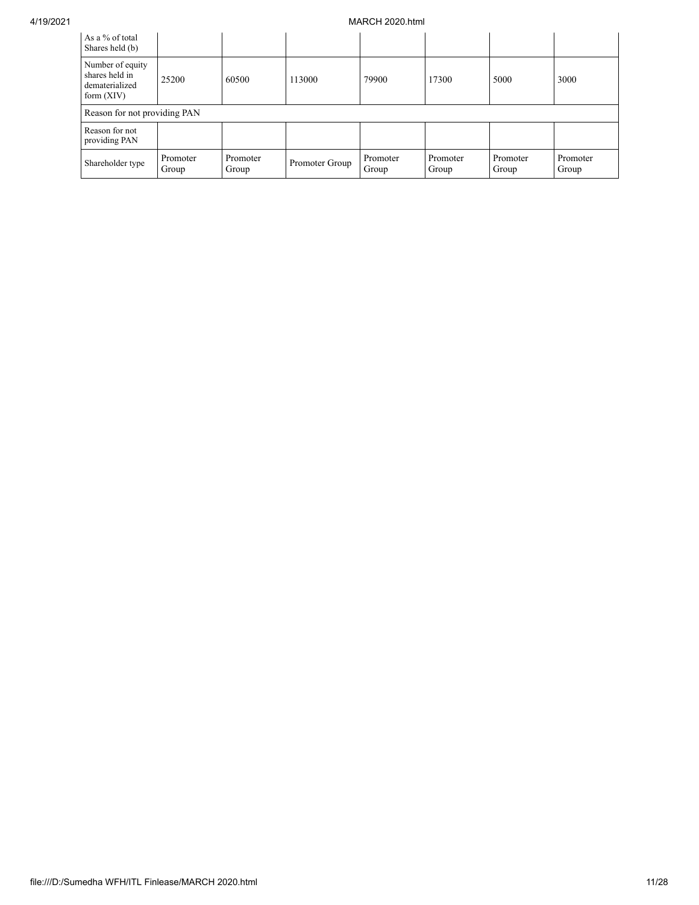| As a % of total Shares held (b) | | | | | | | |
|---|---|---|---|---|---|---|---|
| Number of equity shares held in dematerialized form (XIV) | 25200 | 60500 | 113000 | 79900 | 17300 | 5000 | 3000 |
| Reason for not providing PAN | | | | | | | |
| Reason for not providing PAN | | | | | | | |
| Shareholder type | Promoter Group | Promoter Group | Promoter Group | Promoter Group | Promoter Group | Promoter Group | Promoter Group |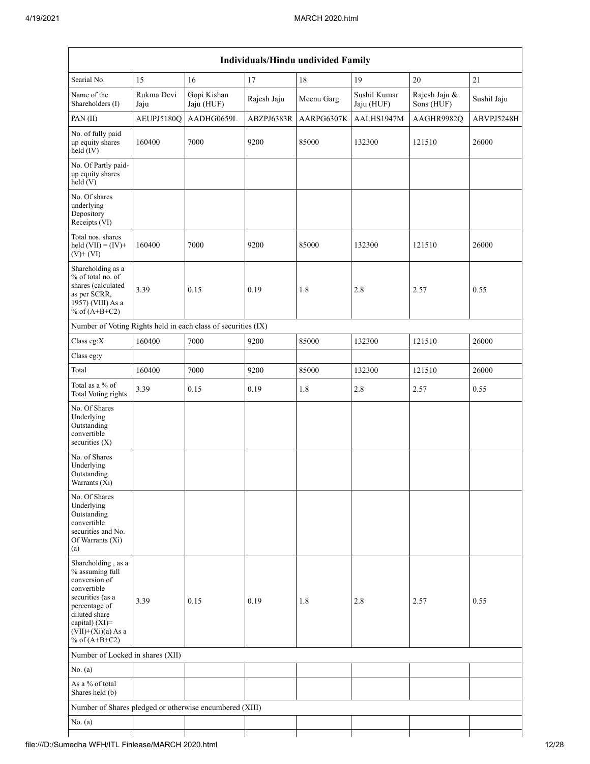| Individuals/Hindu undivided Family | | | | | | | |
|---|---|---|---|---|---|---|---|
| Searial No. | 15 | 16 | 17 | 18 | 19 | 20 | 21 |
| Name of the Shareholders (I) | Rukma Devi Jaju | Gopi Kishan Jaju (HUF) | Rajesh Jaju | Meenu Garg | Sushil Kumar Jaju (HUF) | Rajesh Jaju & Sons (HUF) | Sushil Jaju |
| PAN (II) | AEUPJ5180Q | AADHG0659L | ABZPJ6383R | AARPG6307K | AALHS1947M | AAGHR9982Q | ABVPJ5248H |
| No. of fully paid up equity shares held (IV) | 160400 | 7000 | 9200 | 85000 | 132300 | 121510 | 26000 |
| No. Of Partly paid-up equity shares held (V) | | | | | | | |
| No. Of shares underlying Depository Receipts (VI) | | | | | | | |
| Total nos. shares held (VII) = (IV)+ (V)+ (VI) | 160400 | 7000 | 9200 | 85000 | 132300 | 121510 | 26000 |
| Shareholding as a % of total no. of shares (calculated as per SCRR, 1957) (VIII) As a % of (A+B+C2) | 3.39 | 0.15 | 0.19 | 1.8 | 2.8 | 2.57 | 0.55 |
| Number of Voting Rights held in each class of securities (IX) | | | | | | | |
| Class eg:X | 160400 | 7000 | 9200 | 85000 | 132300 | 121510 | 26000 |
| Class eg:y | | | | | | | |
| Total | 160400 | 7000 | 9200 | 85000 | 132300 | 121510 | 26000 |
| Total as a % of Total Voting rights | 3.39 | 0.15 | 0.19 | 1.8 | 2.8 | 2.57 | 0.55 |
| No. Of Shares Underlying Outstanding convertible securities (X) | | | | | | | |
| No. of Shares Underlying Outstanding Warrants (Xi) | | | | | | | |
| No. Of Shares Underlying Outstanding convertible securities and No. Of Warrants (Xi) (a) | | | | | | | |
| Shareholding , as a % assuming full conversion of convertible securities (as a percentage of diluted share capital) (XI)= (VII)+(Xi)(a) As a % of (A+B+C2) | 3.39 | 0.15 | 0.19 | 1.8 | 2.8 | 2.57 | 0.55 |
| Number of Locked in shares (XII) | | | | | | | |
| No. (a) | | | | | | | |
| As a % of total Shares held (b) | | | | | | | |
| Number of Shares pledged or otherwise encumbered (XIII) | | | | | | | |
| No. (a) | | | | | | | |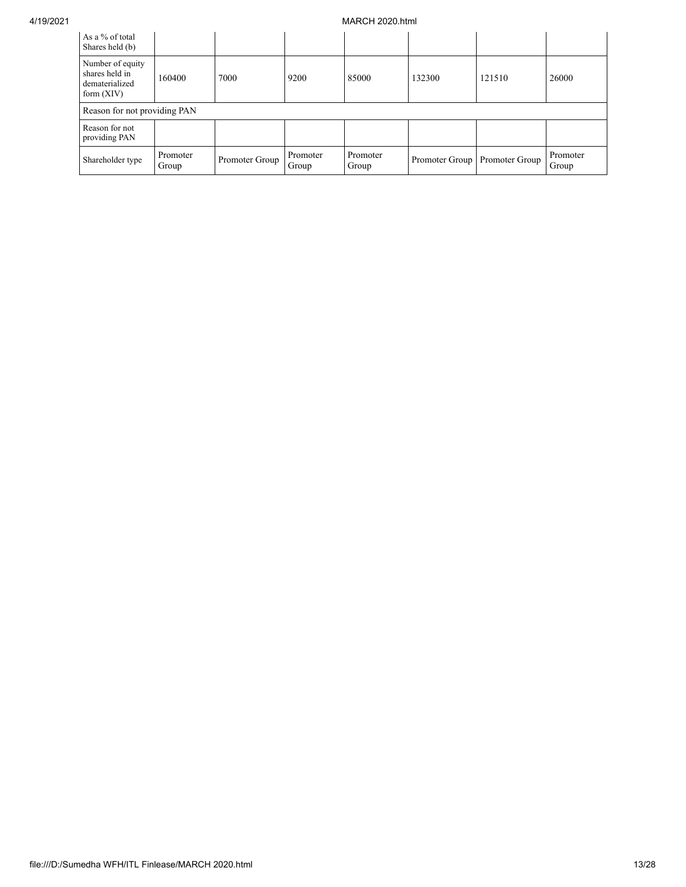| As a % of total Shares held (b) | | | | | | | |
|---|---|---|---|---|---|---|---|
| Number of equity shares held in dematerialized form (XIV) | 160400 | 7000 | 9200 | 85000 | 132300 | 121510 | 26000 |
| Reason for not providing PAN | | | | | | | |
| Reason for not providing PAN | | | | | | | |
| Shareholder type | Promoter Group | Promoter Group | Promoter Group | Promoter Group | Promoter Group | Promoter Group | Promoter Group |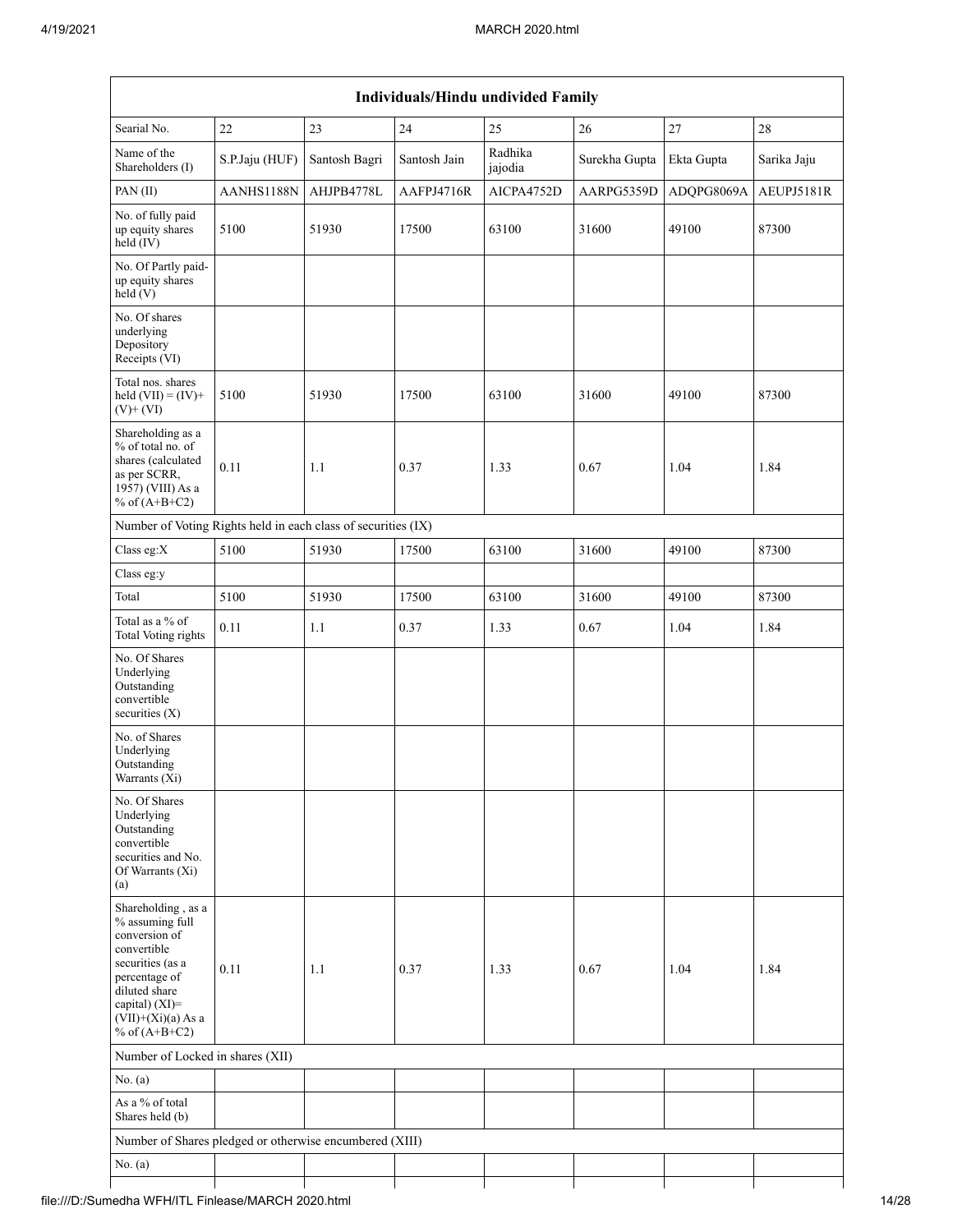| Individuals/Hindu undivided Family | | | | | | | |
|---|---|---|---|---|---|---|---|
| Searial No. | 22 | 23 | 24 | 25 | 26 | 27 | 28 |
| Name of the Shareholders (I) | S.P.Jaju (HUF) | Santosh Bagri | Santosh Jain | Radhika jajodia | Surekha Gupta | Ekta Gupta | Sarika Jaju |
| PAN (II) | AANHS1188N | AHJPB4778L | AAFPJ4716R | AICPA4752D | AARPG5359D | ADQPG8069A | AEUPJ5181R |
| No. of fully paid up equity shares held (IV) | 5100 | 51930 | 17500 | 63100 | 31600 | 49100 | 87300 |
| No. Of Partly paid-up equity shares held (V) | | | | | | | |
| No. Of shares underlying Depository Receipts (VI) | | | | | | | |
| Total nos. shares held (VII) = (IV)+(V)+ (VI) | 5100 | 51930 | 17500 | 63100 | 31600 | 49100 | 87300 |
| Shareholding as a % of total no. of shares (calculated as per SCRR, 1957) (VIII) As a % of (A+B+C2) | 0.11 | 1.1 | 0.37 | 1.33 | 0.67 | 1.04 | 1.84 |
| Number of Voting Rights held in each class of securities (IX) | | | | | | | |
| Class eg:X | 5100 | 51930 | 17500 | 63100 | 31600 | 49100 | 87300 |
| Class eg:y | | | | | | | |
| Total | 5100 | 51930 | 17500 | 63100 | 31600 | 49100 | 87300 |
| Total as a % of Total Voting rights | 0.11 | 1.1 | 0.37 | 1.33 | 0.67 | 1.04 | 1.84 |
| No. Of Shares Underlying Outstanding convertible securities (X) | | | | | | | |
| No. of Shares Underlying Outstanding Warrants (Xi) | | | | | | | |
| No. Of Shares Underlying Outstanding convertible securities and No. Of Warrants (Xi) (a) | | | | | | | |
| Shareholding , as a % assuming full conversion of convertible securities (as a percentage of diluted share capital) (XI)= (VII)+(Xi)(a) As a % of (A+B+C2) | 0.11 | 1.1 | 0.37 | 1.33 | 0.67 | 1.04 | 1.84 |
| Number of Locked in shares (XII) | | | | | | | |
| No. (a) | | | | | | | |
| As a % of total Shares held (b) | | | | | | | |
| Number of Shares pledged or otherwise encumbered (XIII) | | | | | | | |
| No. (a) | | | | | | | |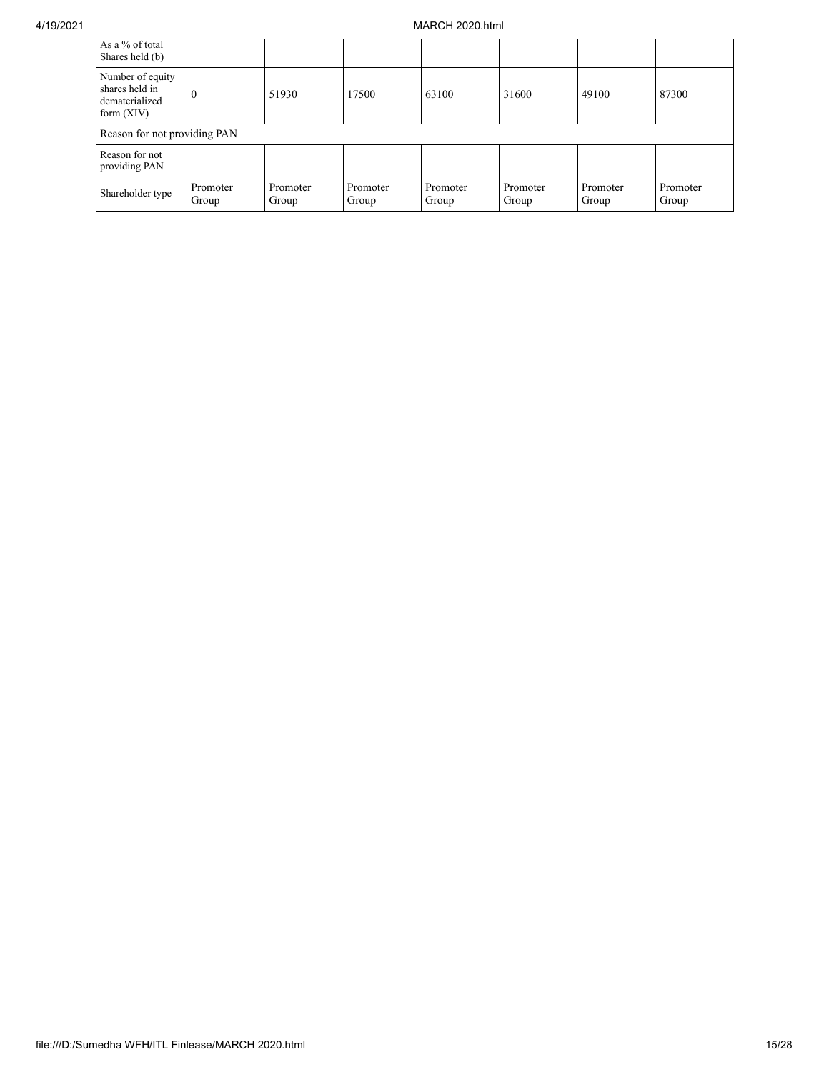| As a % of total Shares held (b) | | | | | | | |
|---|---|---|---|---|---|---|---|
| Number of equity shares held in dematerialized form (XIV) | 0 | 51930 | 17500 | 63100 | 31600 | 49100 | 87300 |
| Reason for not providing PAN | | | | | | | |
| Reason for not providing PAN | | | | | | | |
| Shareholder type | Promoter Group | Promoter Group | Promoter Group | Promoter Group | Promoter Group | Promoter Group | Promoter Group |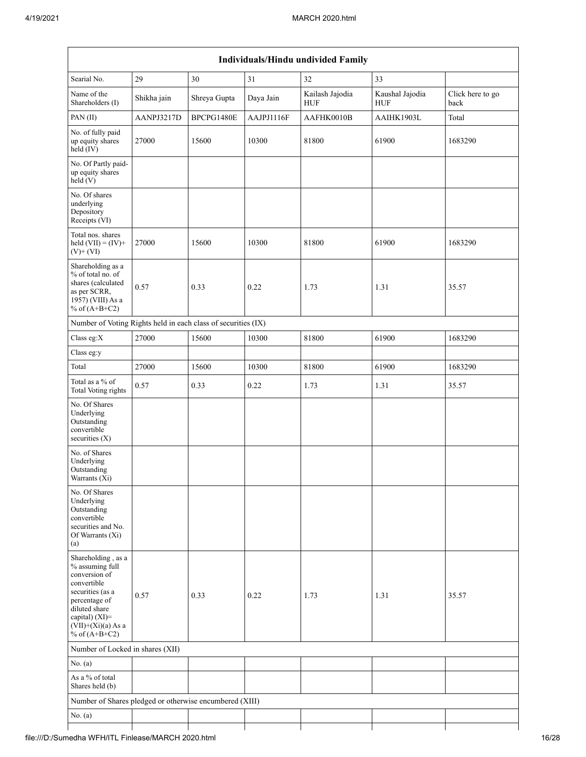| Individuals/Hindu undivided Family | | | | | | |
|---|---|---|---|---|---|---|
| Searial No. | 29 | 30 | 31 | 32 | 33 | |
| Name of the Shareholders (I) | Shikha jain | Shreya Gupta | Daya Jain | Kailash Jajodia HUF | Kaushal Jajodia HUF | Click here to go back |
| PAN (II) | AANPJ3217D | BPCPG1480E | AAJPJ1116F | AAFHK0010B | AAIHK1903L | Total |
| No. of fully paid up equity shares held (IV) | 27000 | 15600 | 10300 | 81800 | 61900 | 1683290 |
| No. Of Partly paid-up equity shares held (V) | | | | | | |
| No. Of shares underlying Depository Receipts (VI) | | | | | | |
| Total nos. shares held (VII) = (IV)+ (V)+ (VI) | 27000 | 15600 | 10300 | 81800 | 61900 | 1683290 |
| Shareholding as a % of total no. of shares (calculated as per SCRR, 1957) (VIII) As a % of (A+B+C2) | 0.57 | 0.33 | 0.22 | 1.73 | 1.31 | 35.57 |
| Number of Voting Rights held in each class of securities (IX) | | | | | | |
| Class eg:X | 27000 | 15600 | 10300 | 81800 | 61900 | 1683290 |
| Class eg:y | | | | | | |
| Total | 27000 | 15600 | 10300 | 81800 | 61900 | 1683290 |
| Total as a % of Total Voting rights | 0.57 | 0.33 | 0.22 | 1.73 | 1.31 | 35.57 |
| No. Of Shares Underlying Outstanding convertible securities (X) | | | | | | |
| No. of Shares Underlying Outstanding Warrants (Xi) | | | | | | |
| No. Of Shares Underlying Outstanding convertible securities and No. Of Warrants (Xi) (a) | | | | | | |
| Shareholding , as a % assuming full conversion of convertible securities (as a percentage of diluted share capital) (XI)= (VII)+(Xi)(a) As a % of (A+B+C2) | 0.57 | 0.33 | 0.22 | 1.73 | 1.31 | 35.57 |
| Number of Locked in shares (XII) | | | | | | |
| No. (a) | | | | | | |
| As a % of total Shares held (b) | | | | | | |
| Number of Shares pledged or otherwise encumbered (XIII) | | | | | | |
| No. (a) | | | | | | |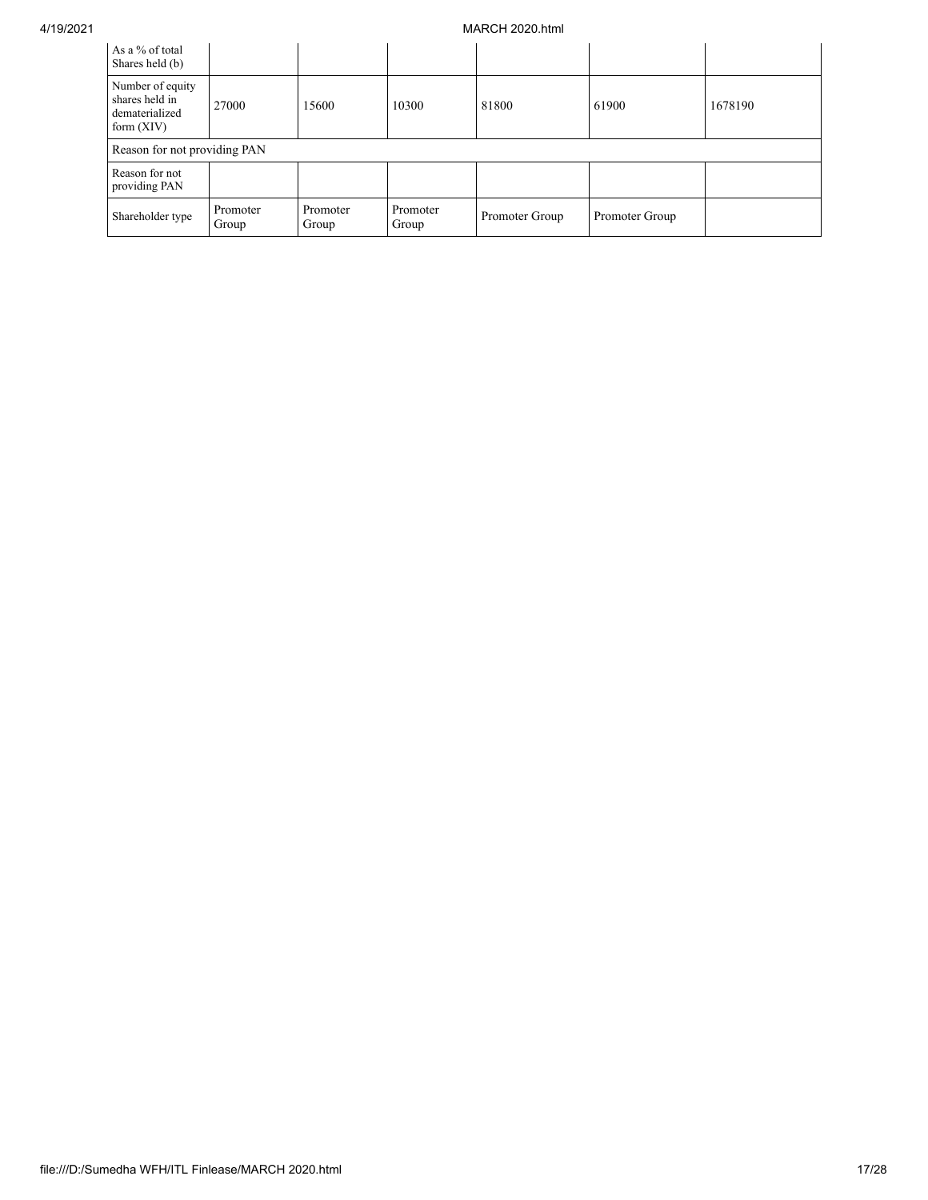| As a % of total Shares held (b) | | | | | | |
|---|---|---|---|---|---|---|
| Number of equity shares held in dematerialized form (XIV) | 27000 | 15600 | 10300 | 81800 | 61900 | 1678190 |
| Reason for not providing PAN | | | | | | |
| Reason for not providing PAN | | | | | | |
| Shareholder type | Promoter Group | Promoter Group | Promoter Group | Promoter Group | Promoter Group | |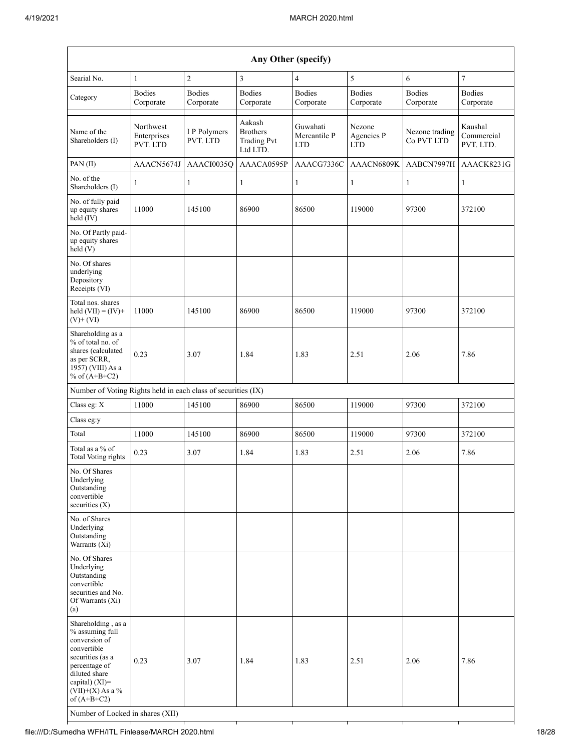| Any Other (specify) | | | | | | | |
|---|---|---|---|---|---|---|---|
| Searial No. | 1 | 2 | 3 | 4 | 5 | 6 | 7 |
| Category | Bodies Corporate | Bodies Corporate | Bodies Corporate | Bodies Corporate | Bodies Corporate | Bodies Corporate | Bodies Corporate |
| Name of the Shareholders (I) | Northwest Enterprises PVT. LTD | I P Polymers PVT. LTD | Aakash Brothers Trading Pvt Ltd LTD. | Guwahati Mercantile P LTD | Nezone Agencies P LTD | Nezone trading Co PVT LTD | Kaushal Commercial PVT. LTD. |
| PAN (II) | AAACN5674J | AAACI0035Q | AAACA0595P | AAACG7336C | AAACN6809K | AABCN7997H | AAACK8231G |
| No. of the Shareholders (I) | 1 | 1 | 1 | 1 | 1 | 1 | 1 |
| No. of fully paid up equity shares held (IV) | 11000 | 145100 | 86900 | 86500 | 119000 | 97300 | 372100 |
| No. Of Partly paid-up equity shares held (V) | | | | | | | |
| No. Of shares underlying Depository Receipts (VI) | | | | | | | |
| Total nos. shares held (VII) = (IV)+ (V)+ (VI) | 11000 | 145100 | 86900 | 86500 | 119000 | 97300 | 372100 |
| Shareholding as a % of total no. of shares (calculated as per SCRR, 1957) (VIII) As a % of (A+B+C2) | 0.23 | 3.07 | 1.84 | 1.83 | 2.51 | 2.06 | 7.86 |
| Number of Voting Rights held in each class of securities (IX) | | | | | | | |
| Class eg: X | 11000 | 145100 | 86900 | 86500 | 119000 | 97300 | 372100 |
| Class eg:y | | | | | | | |
| Total | 11000 | 145100 | 86900 | 86500 | 119000 | 97300 | 372100 |
| Total as a % of Total Voting rights | 0.23 | 3.07 | 1.84 | 1.83 | 2.51 | 2.06 | 7.86 |
| No. Of Shares Underlying Outstanding convertible securities (X) | | | | | | | |
| No. of Shares Underlying Outstanding Warrants (Xi) | | | | | | | |
| No. Of Shares Underlying Outstanding convertible securities and No. Of Warrants (Xi) (a) | | | | | | | |
| Shareholding , as a % assuming full conversion of convertible securities (as a percentage of diluted share capital) (XI)= (VII)+(X) As a % of (A+B+C2) | 0.23 | 3.07 | 1.84 | 1.83 | 2.51 | 2.06 | 7.86 |
| Number of Locked in shares (XII) | | | | | | | |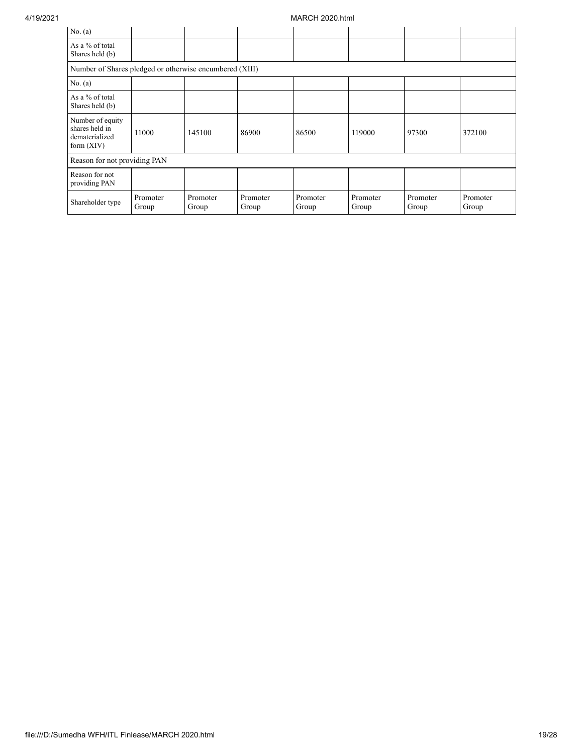| No. (a) | | | | | | | |
|---|---|---|---|---|---|---|---|
| As a % of total Shares held (b) | | | | | | | |
| Number of Shares pledged or otherwise encumbered (XIII) | | | | | | | |
| No. (a) | | | | | | | |
| As a % of total Shares held (b) | | | | | | | |
| Number of equity shares held in dematerialized form (XIV) | 11000 | 145100 | 86900 | 86500 | 119000 | 97300 | 372100 |
| Reason for not providing PAN | | | | | | | |
| Reason for not providing PAN | | | | | | | |
| Shareholder type | Promoter Group | Promoter Group | Promoter Group | Promoter Group | Promoter Group | Promoter Group | Promoter Group |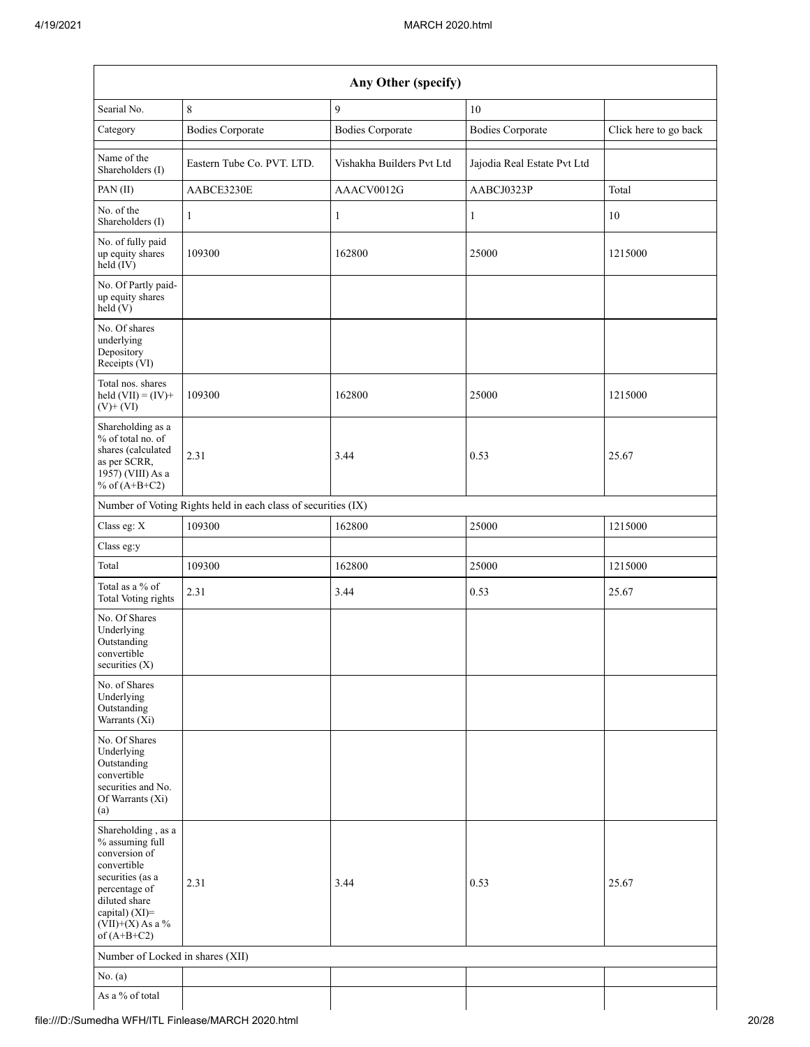| Any Other (specify) | | | | |
|---|---|---|---|---|
| Searial No. | 8 | 9 | 10 | |
| Category | Bodies Corporate | Bodies Corporate | Bodies Corporate | Click here to go back |
| Name of the Shareholders (I) | Eastern Tube Co. PVT. LTD. | Vishakha Builders Pvt Ltd | Jajodia Real Estate Pvt Ltd | |
| PAN (II) | AABCE3230E | AAACV0012G | AABCJ0323P | Total |
| No. of the Shareholders (I) | 1 | 1 | 1 | 10 |
| No. of fully paid up equity shares held (IV) | 109300 | 162800 | 25000 | 1215000 |
| No. Of Partly paid-up equity shares held (V) | | | | |
| No. Of shares underlying Depository Receipts (VI) | | | | |
| Total nos. shares held (VII) = (IV)+ (V)+ (VI) | 109300 | 162800 | 25000 | 1215000 |
| Shareholding as a % of total no. of shares (calculated as per SCRR, 1957) (VIII) As a % of (A+B+C2) | 2.31 | 3.44 | 0.53 | 25.67 |
| Number of Voting Rights held in each class of securities (IX) | | | | |
| Class eg: X | 109300 | 162800 | 25000 | 1215000 |
| Class eg:y | | | | |
| Total | 109300 | 162800 | 25000 | 1215000 |
| Total as a % of Total Voting rights | 2.31 | 3.44 | 0.53 | 25.67 |
| No. Of Shares Underlying Outstanding convertible securities (X) | | | | |
| No. of Shares Underlying Outstanding Warrants (Xi) | | | | |
| No. Of Shares Underlying Outstanding convertible securities and No. Of Warrants (Xi) (a) | | | | |
| Shareholding , as a % assuming full conversion of convertible securities (as a percentage of diluted share capital) (XI)= (VII)+(X) As a % of (A+B+C2) | 2.31 | 3.44 | 0.53 | 25.67 |
| Number of Locked in shares (XII) | | | | |
| No. (a) | | | | |
| As a % of total | | | | |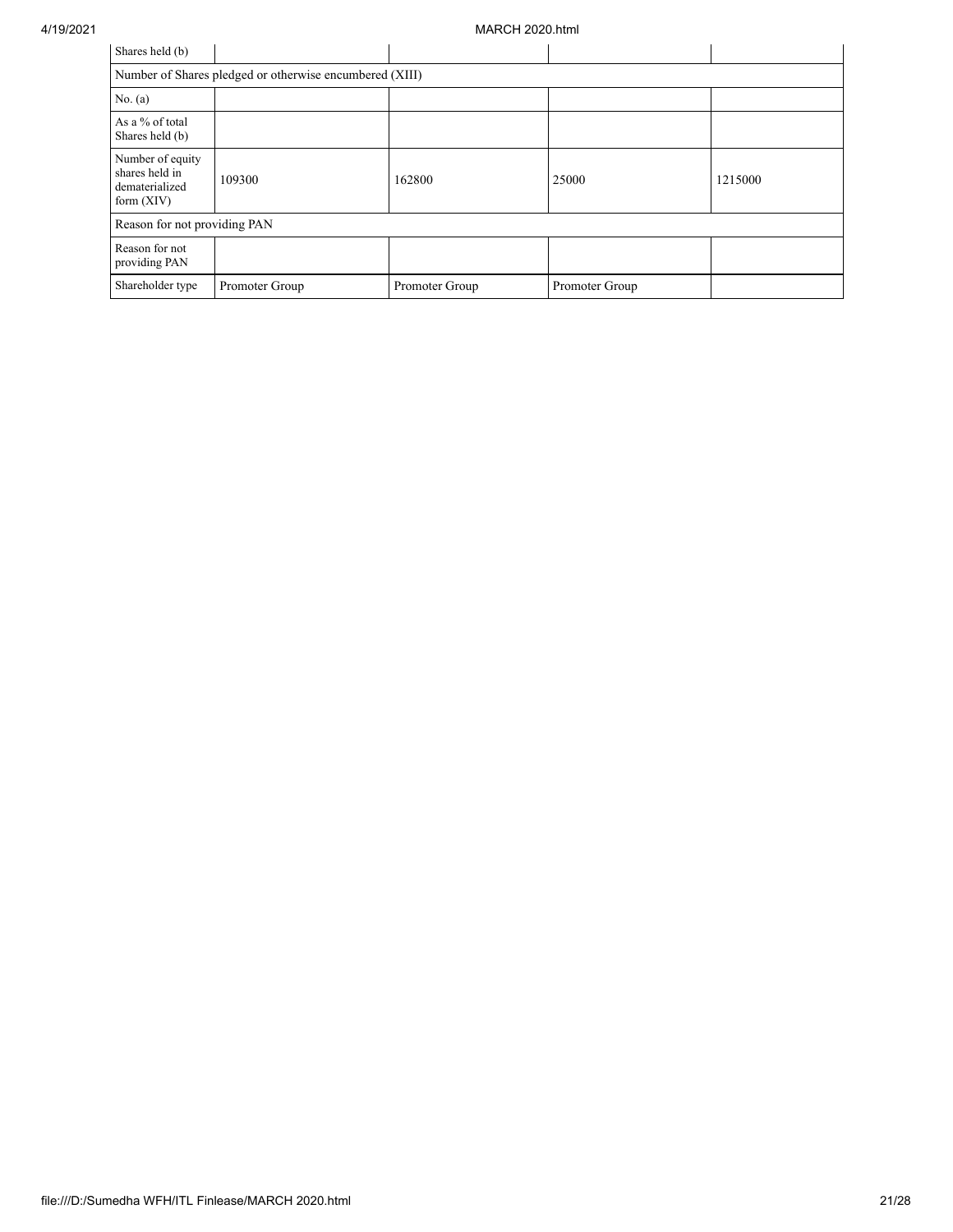| Shares held (b) | | | | |
|---|---|---|---|---|
| Number of Shares pledged or otherwise encumbered (XIII) | | | | |
| No. (a) | | | | |
| As a % of total Shares held (b) | | | | |
| Number of equity shares held in dematerialized form (XIV) | 109300 | 162800 | 25000 | 1215000 |
| Reason for not providing PAN | | | | |
| Reason for not providing PAN | | | | |
| Shareholder type | Promoter Group | Promoter Group | Promoter Group | |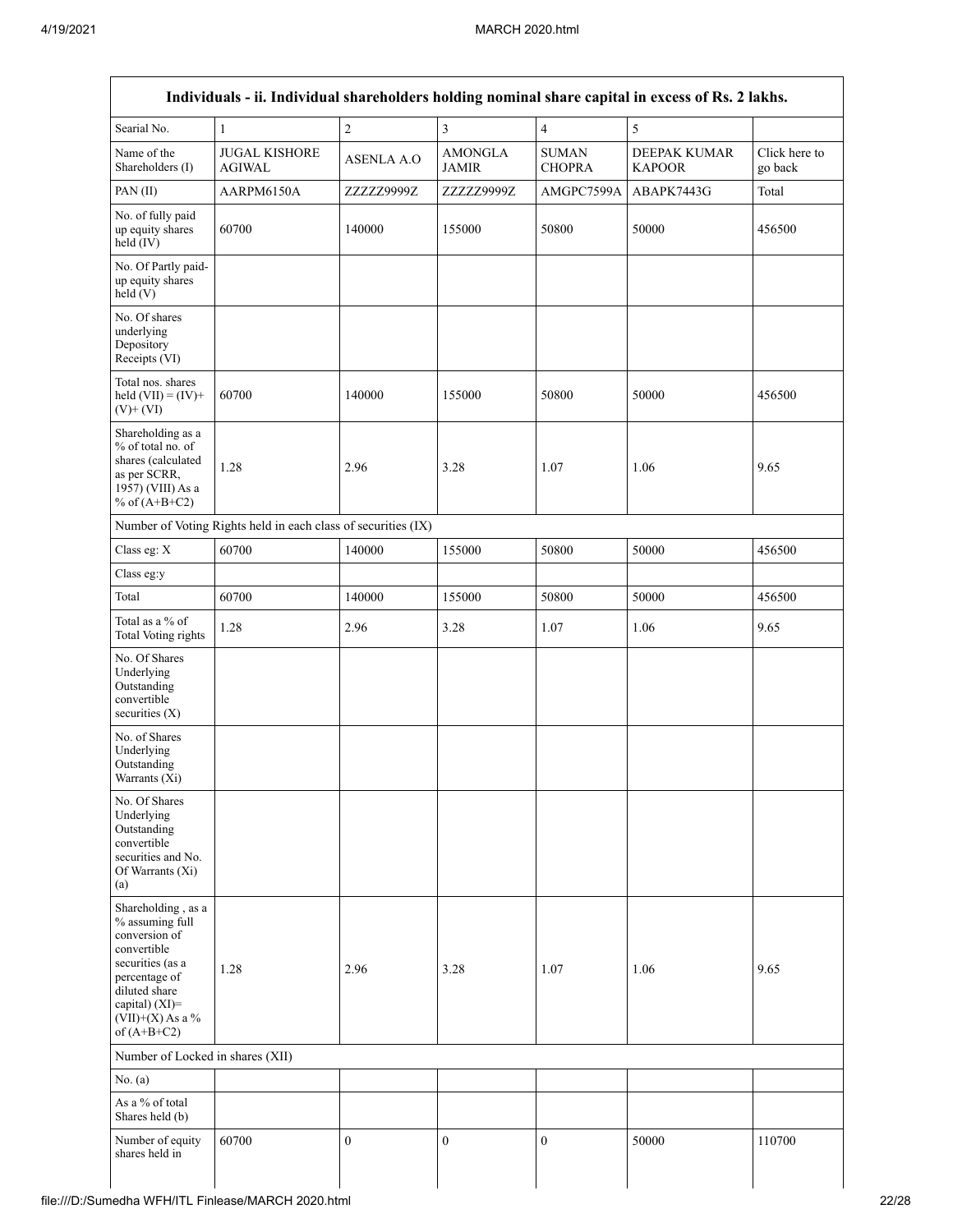| Individuals - ii. Individual shareholders holding nominal share capital in excess of Rs. 2 lakhs. | | | | | | |
|---|---|---|---|---|---|---|
| Searial No. | 1 | 2 | 3 | 4 | 5 | |
| Name of the Shareholders (I) | JUGAL KISHORE AGIWAL | ASENLA A.O | AMONGLA JAMIR | SUMAN CHOPRA | DEEPAK KUMAR KAPOOR | Click here to go back |
| PAN (II) | AARPM6150A | ZZZZZ9999Z | ZZZZZ9999Z | AMGPC7599A | ABAPK7443G | Total |
| No. of fully paid up equity shares held (IV) | 60700 | 140000 | 155000 | 50800 | 50000 | 456500 |
| No. Of Partly paid-up equity shares held (V) | | | | | | |
| No. Of shares underlying Depository Receipts (VI) | | | | | | |
| Total nos. shares held (VII) = (IV)+ (V)+ (VI) | 60700 | 140000 | 155000 | 50800 | 50000 | 456500 |
| Shareholding as a % of total no. of shares (calculated as per SCRR, 1957) (VIII) As a % of (A+B+C2) | 1.28 | 2.96 | 3.28 | 1.07 | 1.06 | 9.65 |
| Number of Voting Rights held in each class of securities (IX) | | | | | | |
| Class eg: X | 60700 | 140000 | 155000 | 50800 | 50000 | 456500 |
| Class eg:y | | | | | | |
| Total | 60700 | 140000 | 155000 | 50800 | 50000 | 456500 |
| Total as a % of Total Voting rights | 1.28 | 2.96 | 3.28 | 1.07 | 1.06 | 9.65 |
| No. Of Shares Underlying Outstanding convertible securities (X) | | | | | | |
| No. of Shares Underlying Outstanding Warrants (Xi) | | | | | | |
| No. Of Shares Underlying Outstanding convertible securities and No. Of Warrants (Xi) (a) | | | | | | |
| Shareholding , as a % assuming full conversion of convertible securities (as a percentage of diluted share capital) (XI)= (VII)+(X) As a % of (A+B+C2) | 1.28 | 2.96 | 3.28 | 1.07 | 1.06 | 9.65 |
| Number of Locked in shares (XII) | | | | | | |
| No. (a) | | | | | | |
| As a % of total Shares held (b) | | | | | | |
| Number of equity shares held in | 60700 | 0 | 0 | 0 | 50000 | 110700 |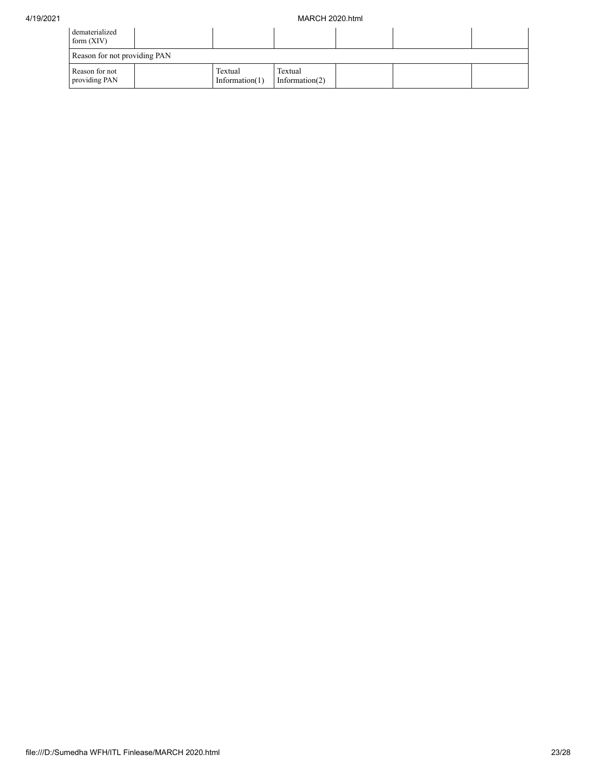| dematerialized form (XIV) | | | | | | |
|---|---|---|---|---|---|---|
| Reason for not providing PAN | | | | | | |
| Reason for not providing PAN | | Textual Information(1) | Textual Information(2) | | | |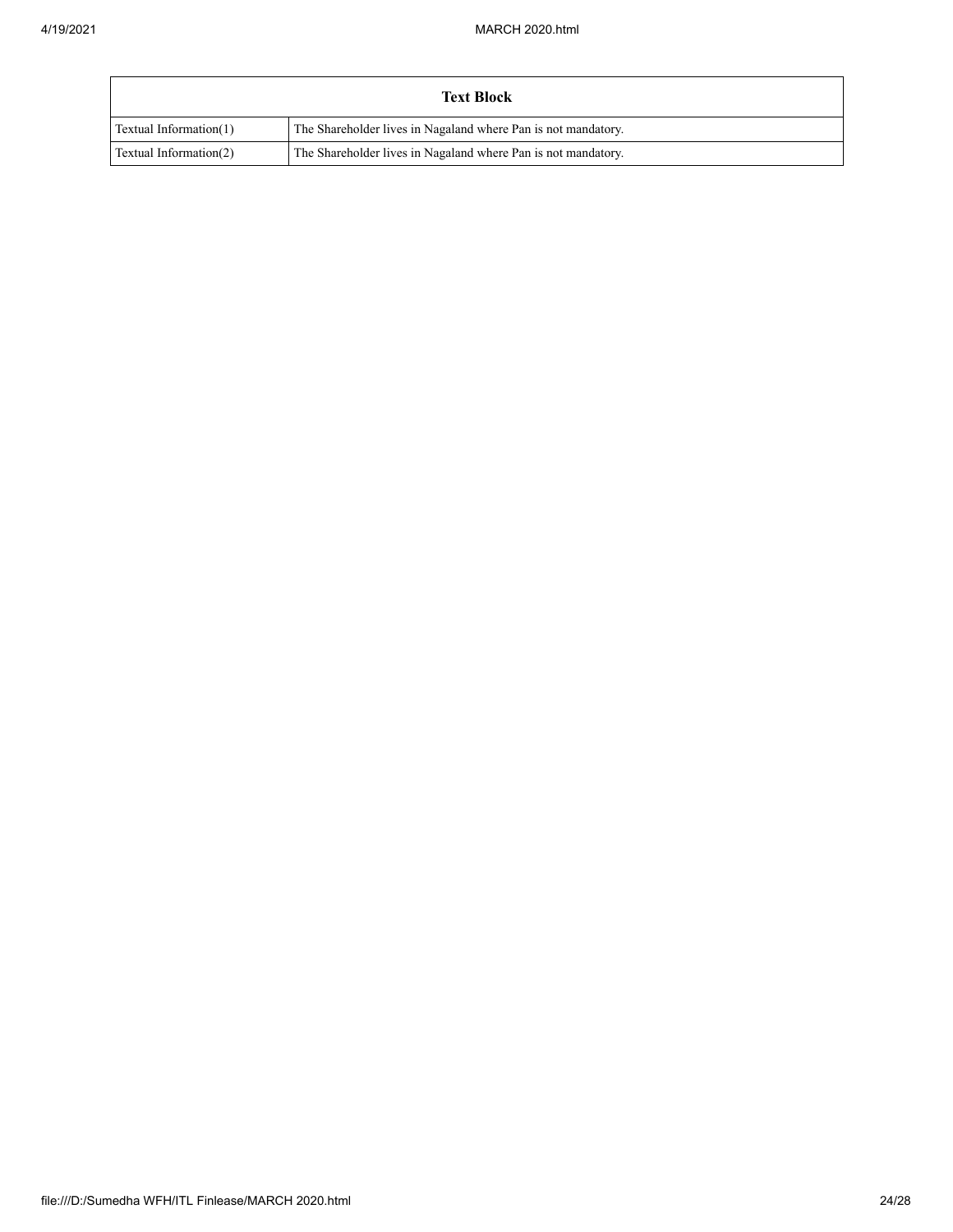| Text Block | |
|---|---|
| Textual Information(1) | The Shareholder lives in Nagaland where Pan is not mandatory. |
| Textual Information(2) | The Shareholder lives in Nagaland where Pan is not mandatory. |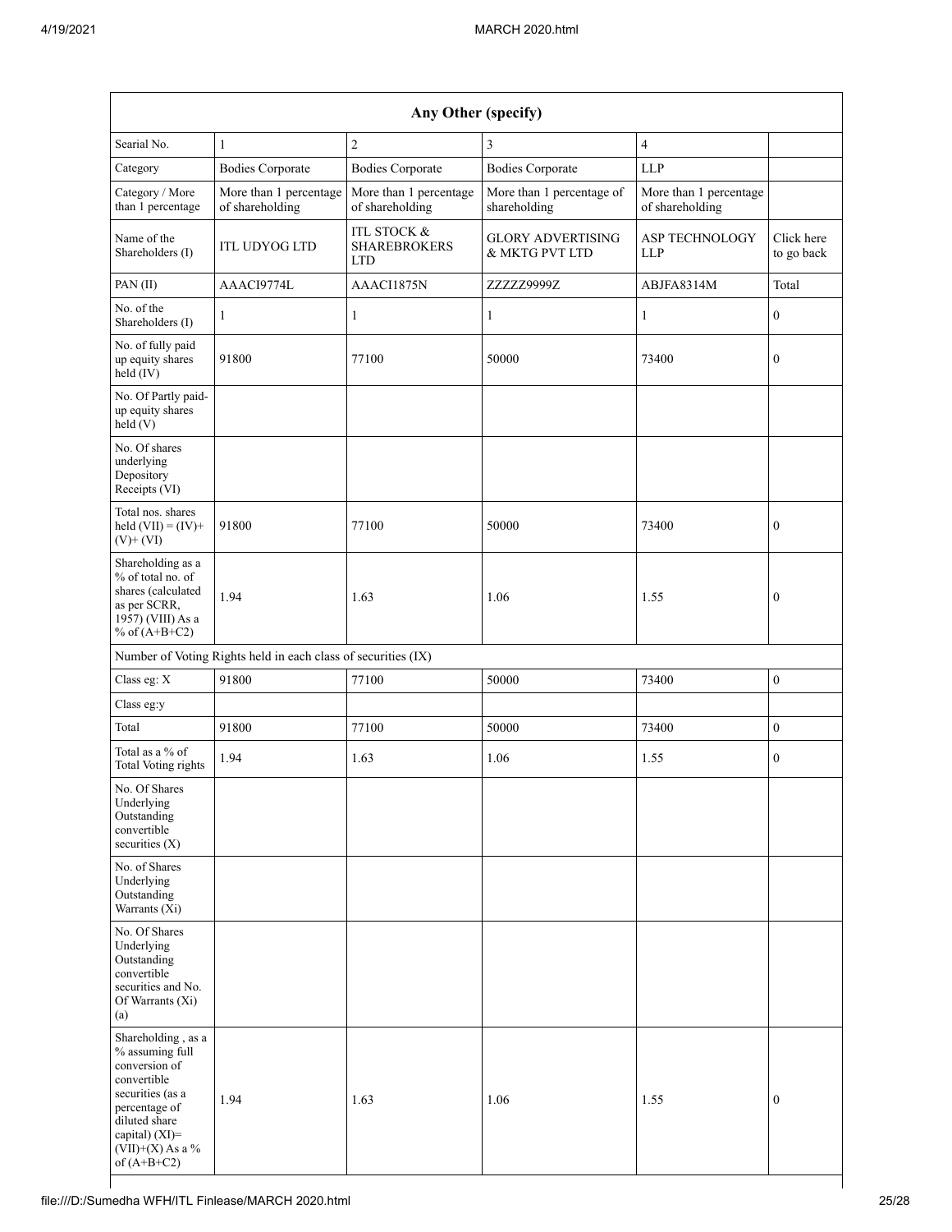| Any Other (specify) | | | | | |
|---|---|---|---|---|---|
| Searial No. | 1 | 2 | 3 | 4 | |
| Category | Bodies Corporate | Bodies Corporate | Bodies Corporate | LLP | |
| Category / More than 1 percentage | More than 1 percentage of shareholding | More than 1 percentage of shareholding | More than 1 percentage of shareholding | More than 1 percentage of shareholding | |
| Name of the Shareholders (I) | ITL UDYOG LTD | ITL STOCK & SHAREBROKERS LTD | GLORY ADVERTISING & MKTG PVT LTD | ASP TECHNOLOGY LLP | Click here to go back |
| PAN (II) | AAACI9774L | AAACI1875N | ZZZZZ9999Z | ABJFA8314M | Total |
| No. of the Shareholders (I) | 1 | 1 | 1 | 1 | 0 |
| No. of fully paid up equity shares held (IV) | 91800 | 77100 | 50000 | 73400 | 0 |
| No. Of Partly paid-up equity shares held (V) | | | | | |
| No. Of shares underlying Depository Receipts (VI) | | | | | |
| Total nos. shares held (VII) = (IV)+ (V)+ (VI) | 91800 | 77100 | 50000 | 73400 | 0 |
| Shareholding as a % of total no. of shares (calculated as per SCRR, 1957) (VIII) As a % of (A+B+C2) | 1.94 | 1.63 | 1.06 | 1.55 | 0 |
| Number of Voting Rights held in each class of securities (IX) | | | | | |
| Class eg: X | 91800 | 77100 | 50000 | 73400 | 0 |
| Class eg:y | | | | | |
| Total | 91800 | 77100 | 50000 | 73400 | 0 |
| Total as a % of Total Voting rights | 1.94 | 1.63 | 1.06 | 1.55 | 0 |
| No. Of Shares Underlying Outstanding convertible securities (X) | | | | | |
| No. of Shares Underlying Outstanding Warrants (Xi) | | | | | |
| No. Of Shares Underlying Outstanding convertible securities and No. Of Warrants (Xi) (a) | | | | | |
| Shareholding , as a % assuming full conversion of convertible securities (as a percentage of diluted share capital) (XI)= (VII)+(X) As a % of (A+B+C2) | 1.94 | 1.63 | 1.06 | 1.55 | 0 |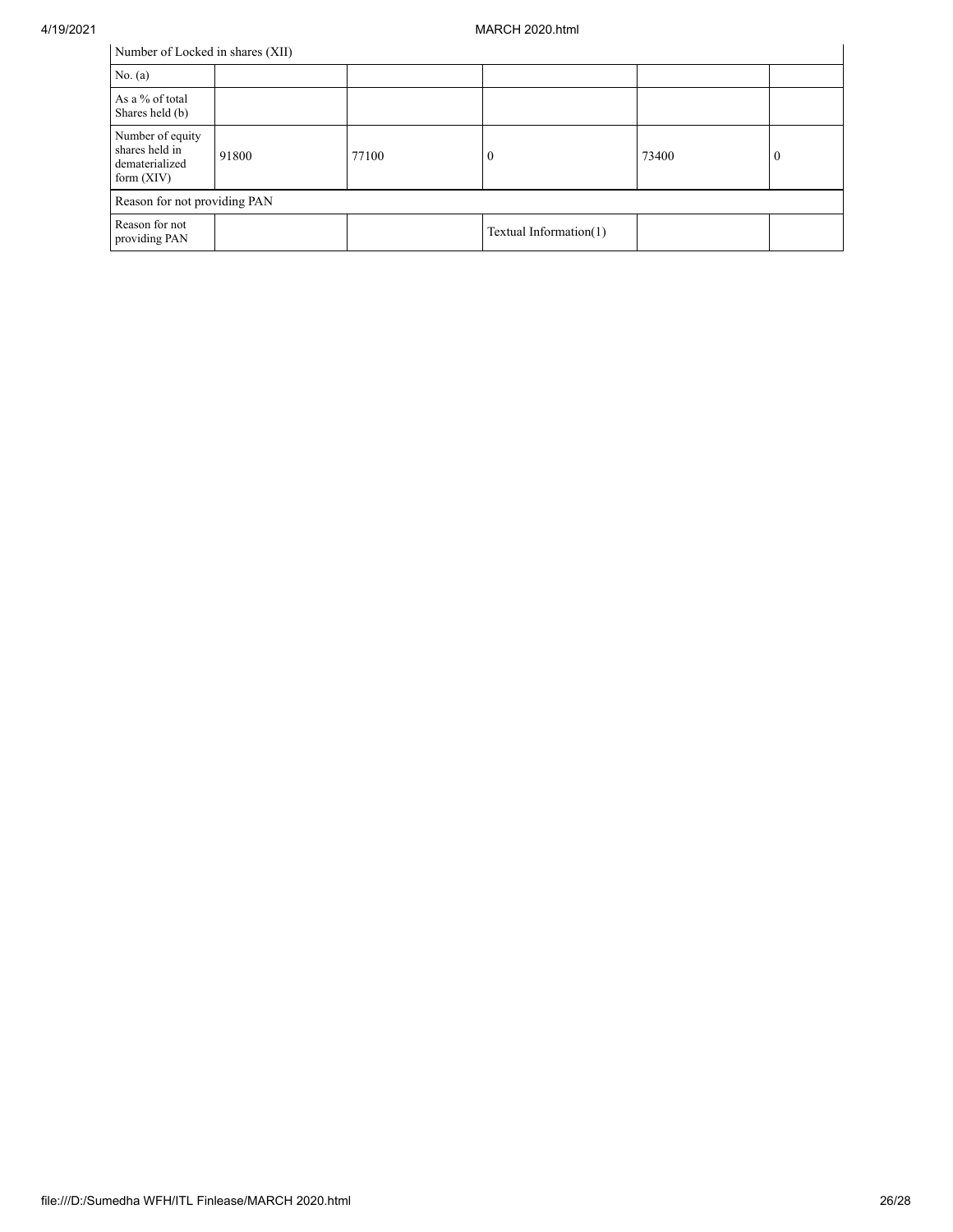| Number of Locked in shares (XII) | | | | | |
|---|---|---|---|---|---|
| No. (a) | | | | | |
| As a % of total Shares held (b) | | | | | |
| Number of equity shares held in dematerialized form (XIV) | 91800 | 77100 | 0 | 73400 | 0 |
| Reason for not providing PAN | | | | | |
| Reason for not providing PAN | | | Textual Information(1) | | |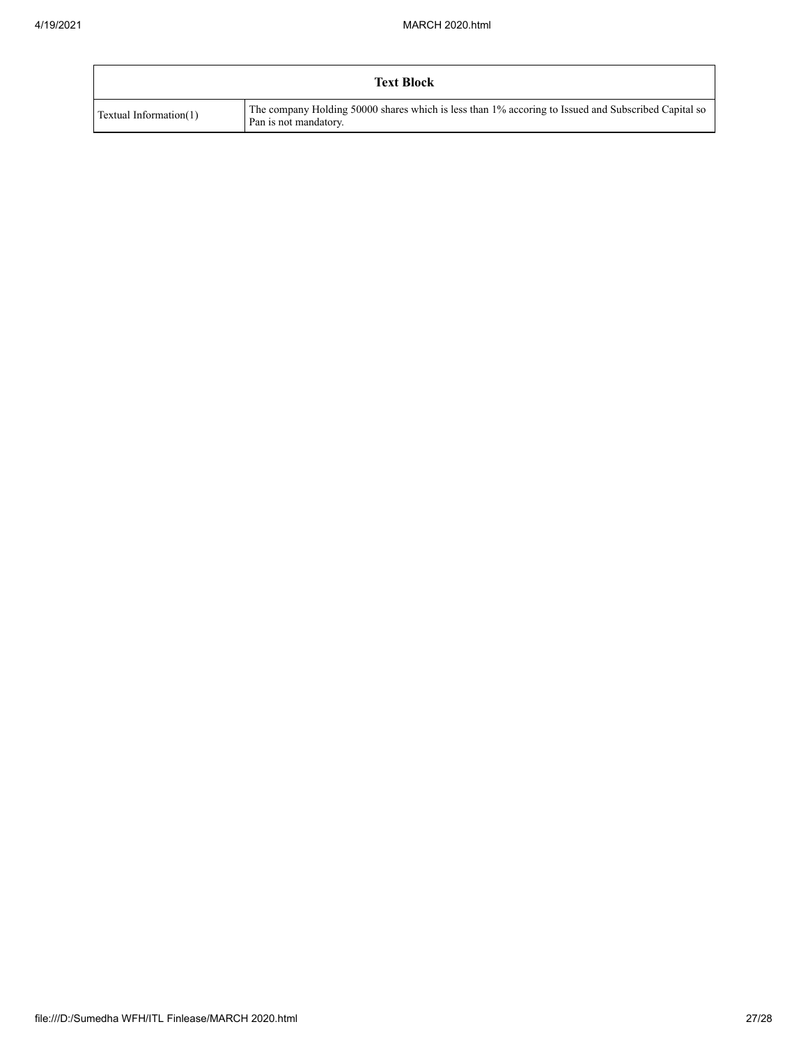| Text Block | |
| --- | --- |
| Textual Information(1) | The company Holding 50000 shares which is less than 1% accoring to Issued and Subscribed Capital so Pan is not mandatory. |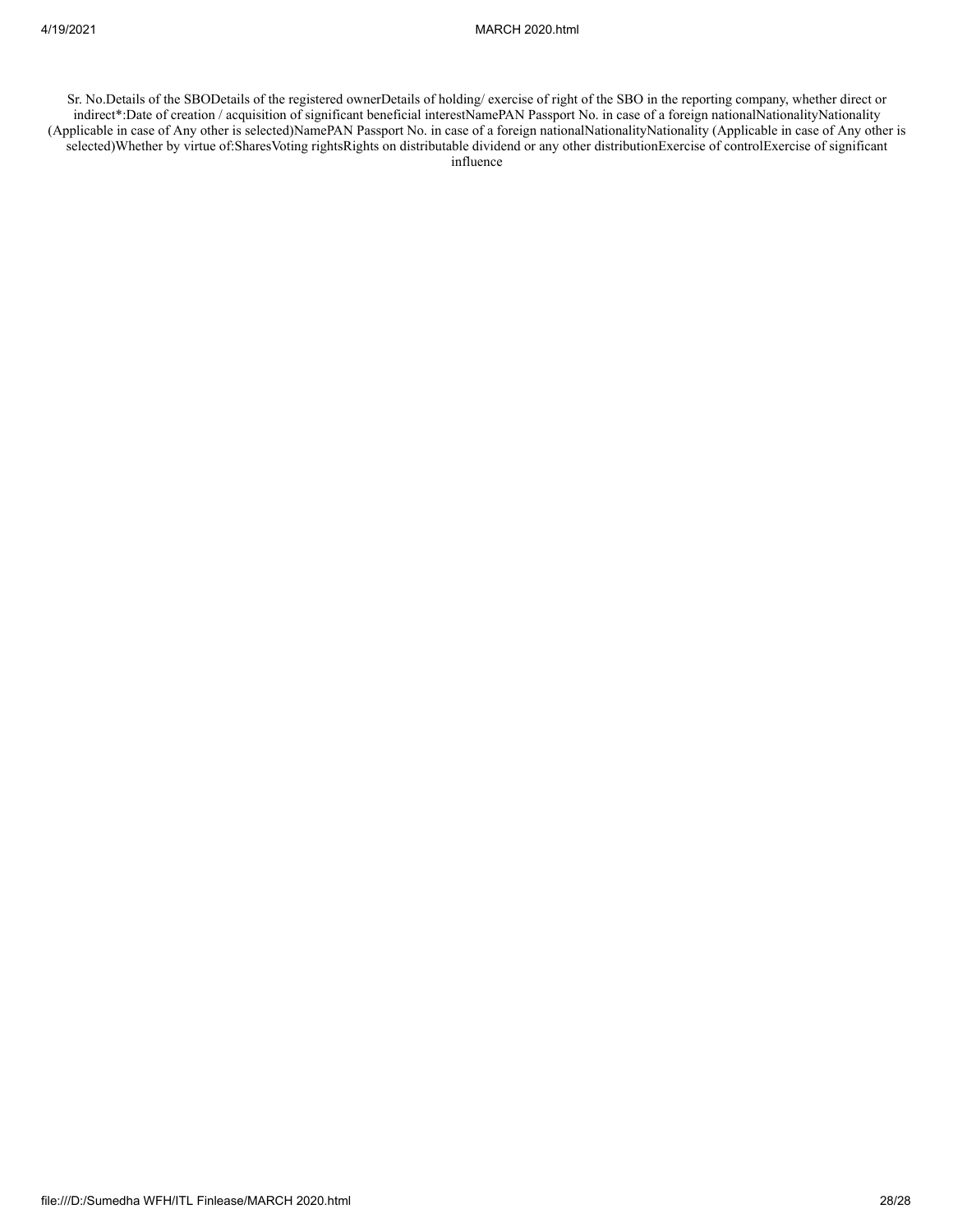Sr. No.Details of the SBODetails of the registered ownerDetails of holding/ exercise of right of the SBO in the reporting company, whether direct or indirect*:Date of creation / acquisition of significant beneficial interestNamePAN Passport No. in case of a foreign nationalNationalityNationality (Applicable in case of Any other is selected)NamePAN Passport No. in case of a foreign nationalNationalityNationality (Applicable in case of Any other is selected)Whether by virtue of:SharesVoting rightsRights on distributable dividend or any other distributionExercise of controlExercise of significant influence